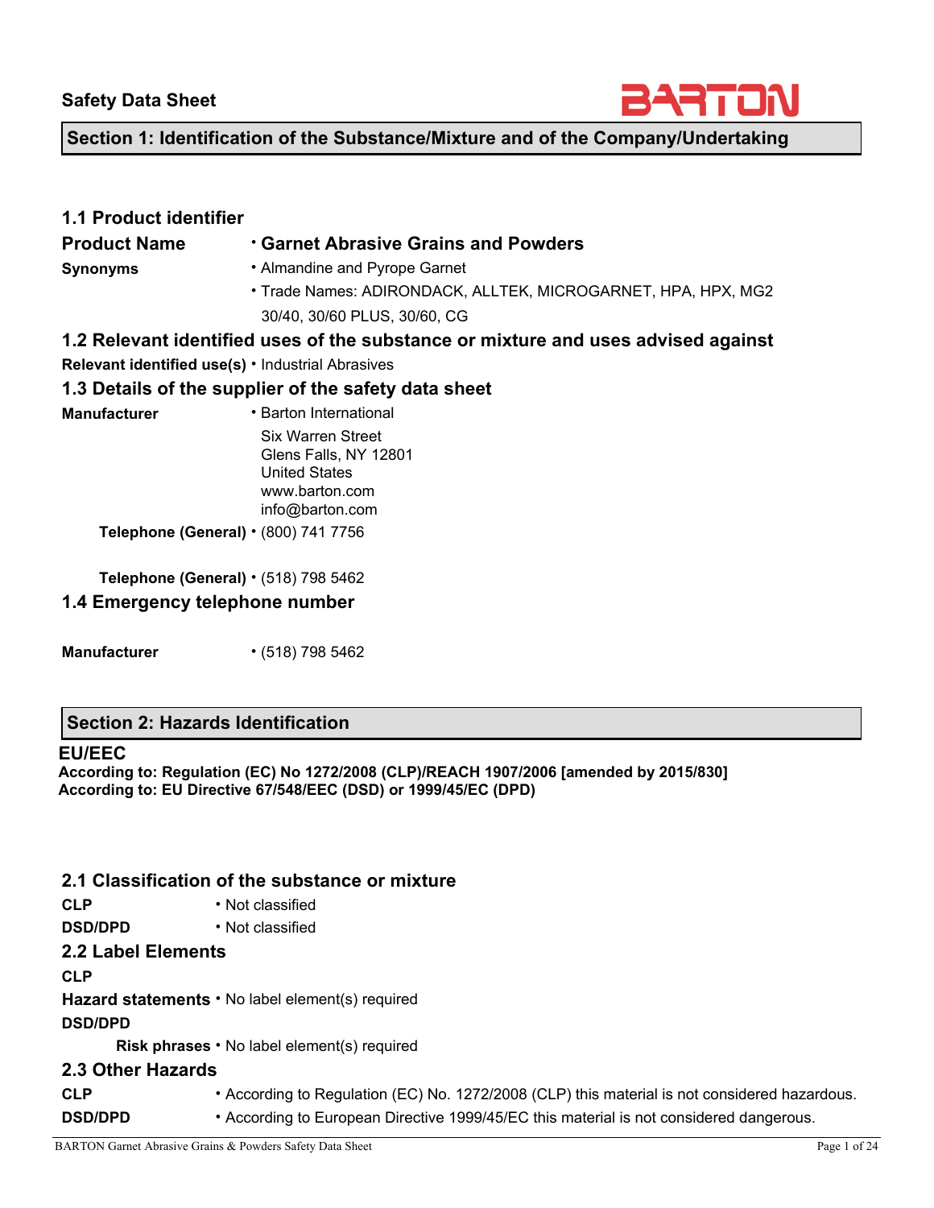# Safety Data Sheet

BARTON

## Section 1: Identification of the Substance/Mixture and of the Company/Undertaking

### 1.1 Product identifier

**Product Name** • **Garnet Abrasive Grains and Powders**

**Synonyms** • Almandine and Pyrope Garnet
• Trade Names: ADIRONDACK, ALLTEK, MICROGARNET, HPA, HPX, MG2 30/40, 30/60 PLUS, 30/60, CG

### 1.2 Relevant identified uses of the substance or mixture and uses advised against

**Relevant identified use(s)** • Industrial Abrasives

### 1.3 Details of the supplier of the safety data sheet

**Manufacturer** • Barton International
Six Warren Street
Glens Falls, NY 12801
United States
www.barton.com
info@barton.com

**Telephone (General)** • (800) 741 7756

**Telephone (General)** • (518) 798 5462

### 1.4 Emergency telephone number

**Manufacturer** • (518) 798 5462

## Section 2: Hazards Identification

**EU/EEC**

**According to: Regulation (EC) No 1272/2008 (CLP)/REACH 1907/2006 [amended by 2015/830]**
**According to: EU Directive 67/548/EEC (DSD) or 1999/45/EC (DPD)**

### 2.1 Classification of the substance or mixture

**CLP** • Not classified

**DSD/DPD** • Not classified

### 2.2 Label Elements

**CLP**

**Hazard statements** • No label element(s) required

**DSD/DPD**

**Risk phrases** • No label element(s) required

### 2.3 Other Hazards

**CLP** • According to Regulation (EC) No. 1272/2008 (CLP) this material is not considered hazardous.

**DSD/DPD** • According to European Directive 1999/45/EC this material is not considered dangerous.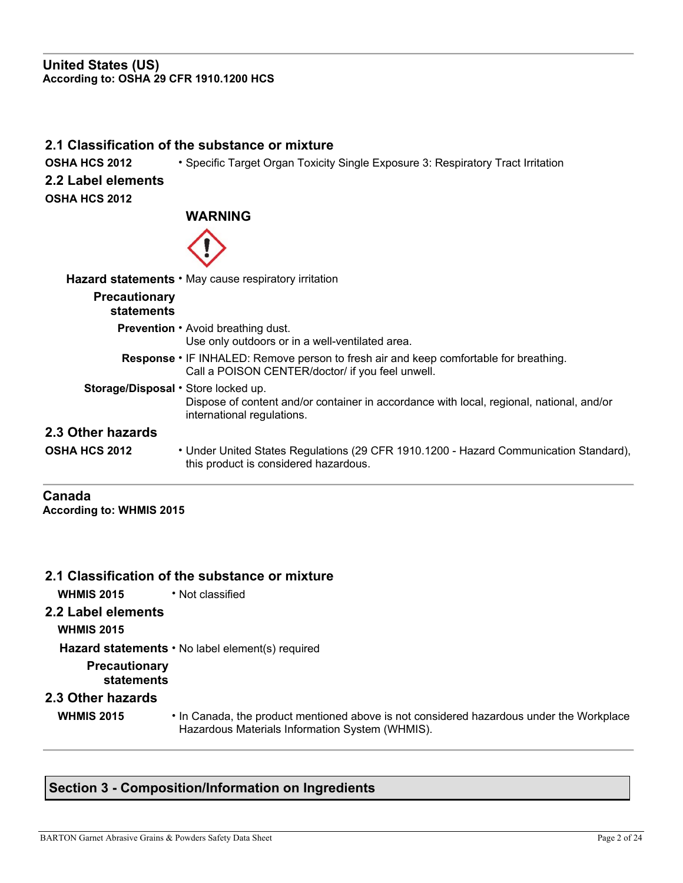## United States (US)

**According to: OSHA 29 CFR 1910.1200 HCS**

### 2.1 Classification of the substance or mixture

| | |
|---|---|
| **OSHA HCS 2012** | • Specific Target Organ Toxicity Single Exposure 3: Respiratory Tract Irritation |

### 2.2 Label elements

**OSHA HCS 2012**

**WARNING**

| | |
|---|---|
| **Hazard statements** | • May cause respiratory irritation |
| **Precautionary statements** | |
| **Prevention** | • Avoid breathing dust.<br>Use only outdoors or in a well-ventilated area. |
| **Response** | • IF INHALED: Remove person to fresh air and keep comfortable for breathing.<br>Call a POISON CENTER/doctor/ if you feel unwell. |
| **Storage/Disposal** | • Store locked up.<br>Dispose of content and/or container in accordance with local, regional, national, and/or international regulations. |

### 2.3 Other hazards

| | |
|---|---|
| **OSHA HCS 2012** | • Under United States Regulations (29 CFR 1910.1200 - Hazard Communication Standard), this product is considered hazardous. |

## Canada

**According to: WHMIS 2015**

### 2.1 Classification of the substance or mixture

| | |
|---|---|
| **WHMIS 2015** | • Not classified |

### 2.2 Label elements

**WHMIS 2015**

| | |
|---|---|
| **Hazard statements** | • No label element(s) required |
| **Precautionary statements** | |

### 2.3 Other hazards

| | |
|---|---|
| **WHMIS 2015** | • In Canada, the product mentioned above is not considered hazardous under the Workplace Hazardous Materials Information System (WHMIS). |

## Section 3 - Composition/Information on Ingredients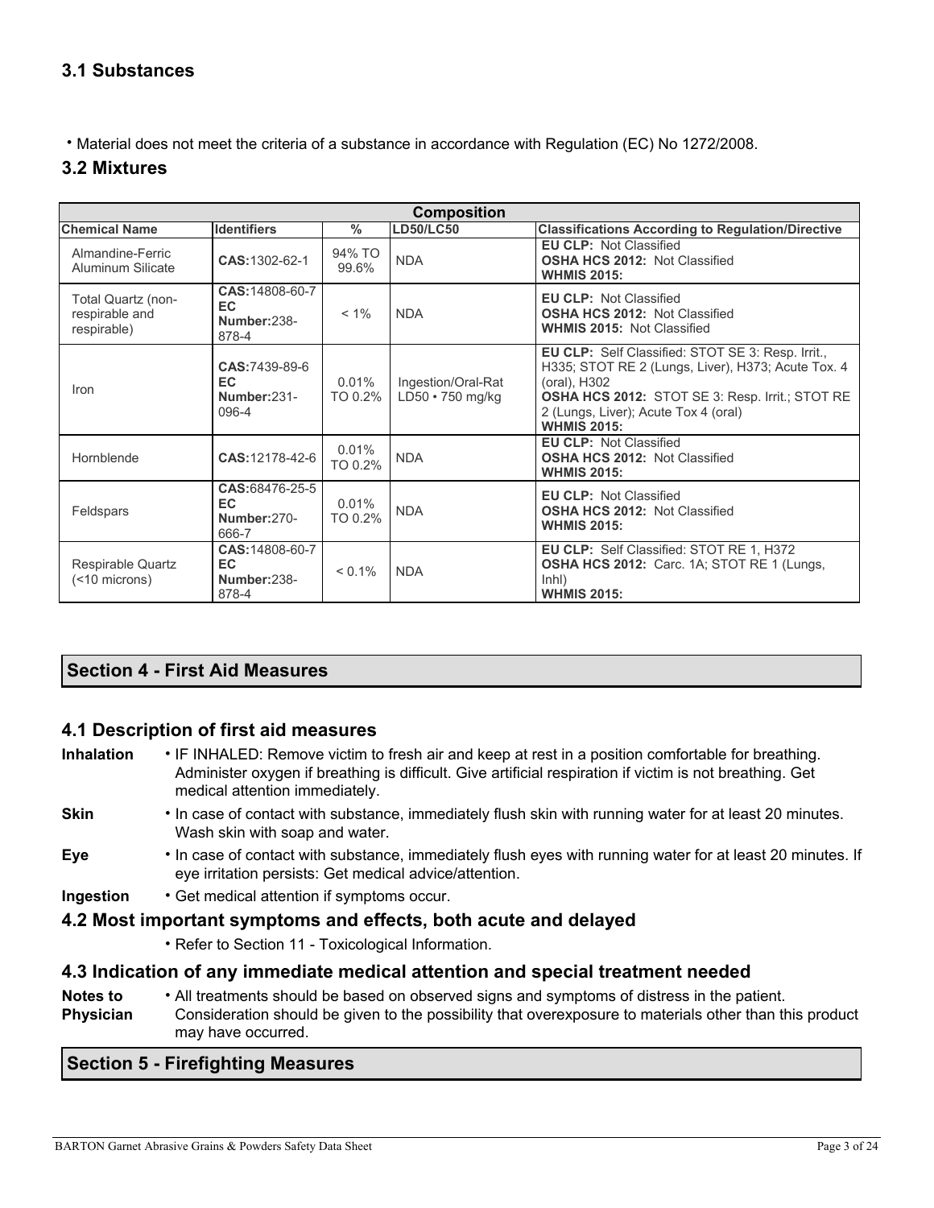## 3.1 Substances

- Material does not meet the criteria of a substance in accordance with Regulation (EC) No 1272/2008.

## 3.2 Mixtures

| Composition | | | | |
|---|---|---|---|---|
| **Chemical Name** | **Identifiers** | **%** | **LD50/LC50** | **Classifications According to Regulation/Directive** |
| Almandine-Ferric Aluminum Silicate | **CAS:**1302-62-1 | 94% TO 99.6% | NDA | **EU CLP:** Not Classified<br>**OSHA HCS 2012:** Not Classified<br>**WHMIS 2015:** |
| Total Quartz (non-respirable and respirable) | **CAS:**14808-60-7<br>**EC Number:**238-878-4 | < 1% | NDA | **EU CLP:** Not Classified<br>**OSHA HCS 2012:** Not Classified<br>**WHMIS 2015:** Not Classified |
| Iron | **CAS:**7439-89-6<br>**EC Number:**231-096-4 | 0.01% TO 0.2% | Ingestion/Oral-Rat LD50 • 750 mg/kg | **EU CLP:** Self Classified: STOT SE 3: Resp. Irrit., H335; STOT RE 2 (Lungs, Liver), H373; Acute Tox. 4 (oral), H302<br>**OSHA HCS 2012:** STOT SE 3: Resp. Irrit.; STOT RE 2 (Lungs, Liver); Acute Tox 4 (oral)<br>**WHMIS 2015:** |
| Hornblende | **CAS:**12178-42-6 | 0.01% TO 0.2% | NDA | **EU CLP:** Not Classified<br>**OSHA HCS 2012:** Not Classified<br>**WHMIS 2015:** |
| Feldspars | **CAS:**68476-25-5<br>**EC Number:**270-666-7 | 0.01% TO 0.2% | NDA | **EU CLP:** Not Classified<br>**OSHA HCS 2012:** Not Classified<br>**WHMIS 2015:** |
| Respirable Quartz (<10 microns) | **CAS:**14808-60-7<br>**EC Number:**238-878-4 | < 0.1% | NDA | **EU CLP:** Self Classified: STOT RE 1, H372<br>**OSHA HCS 2012:** Carc. 1A; STOT RE 1 (Lungs, Inhl)<br>**WHMIS 2015:** |

## Section 4 - First Aid Measures

### 4.1 Description of first aid measures

**Inhalation**
- IF INHALED: Remove victim to fresh air and keep at rest in a position comfortable for breathing. Administer oxygen if breathing is difficult. Give artificial respiration if victim is not breathing. Get medical attention immediately.

**Skin**
- In case of contact with substance, immediately flush skin with running water for at least 20 minutes. Wash skin with soap and water.

**Eye**
- In case of contact with substance, immediately flush eyes with running water for at least 20 minutes. If eye irritation persists: Get medical advice/attention.

**Ingestion**
- Get medical attention if symptoms occur.

### 4.2 Most important symptoms and effects, both acute and delayed

- Refer to Section 11 - Toxicological Information.

### 4.3 Indication of any immediate medical attention and special treatment needed

**Notes to Physician**
- All treatments should be based on observed signs and symptoms of distress in the patient. Consideration should be given to the possibility that overexposure to materials other than this product may have occurred.

## Section 5 - Firefighting Measures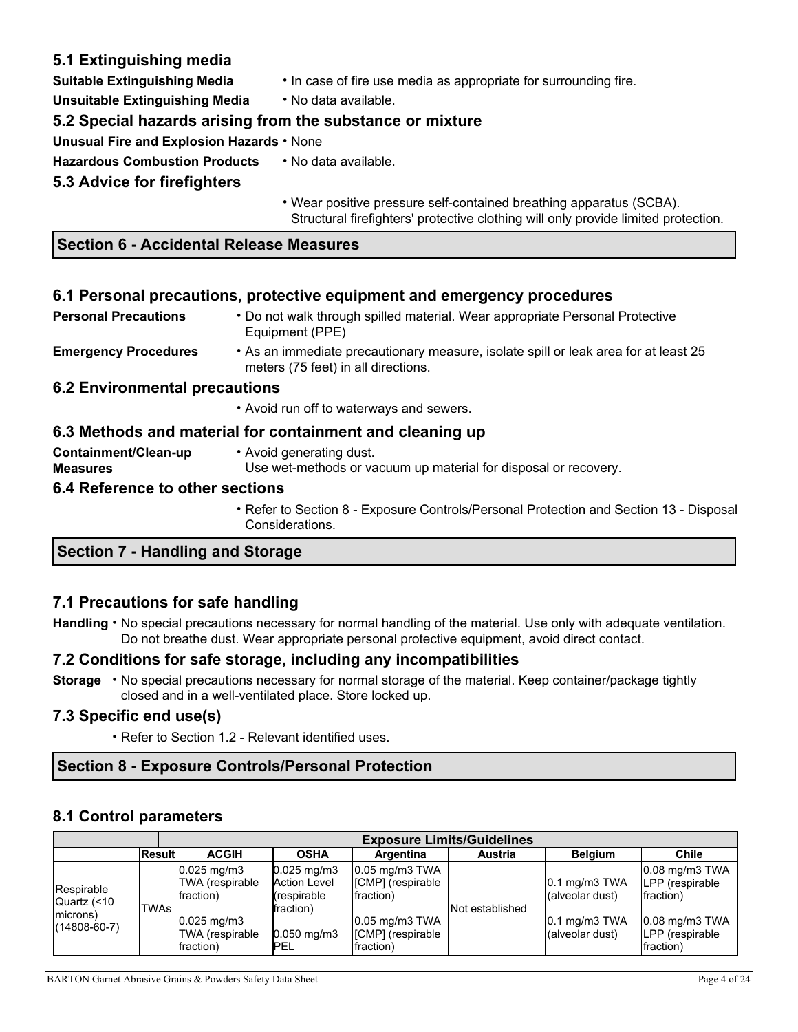### 5.1 Extinguishing media

**Suitable Extinguishing Media** • In case of fire use media as appropriate for surrounding fire.

**Unsuitable Extinguishing Media** • No data available.

### 5.2 Special hazards arising from the substance or mixture

**Unusual Fire and Explosion Hazards** • None

**Hazardous Combustion Products** • No data available.

### 5.3 Advice for firefighters

• Wear positive pressure self-contained breathing apparatus (SCBA). Structural firefighters' protective clothing will only provide limited protection.

## Section 6 - Accidental Release Measures

### 6.1 Personal precautions, protective equipment and emergency procedures

**Personal Precautions** • Do not walk through spilled material. Wear appropriate Personal Protective Equipment (PPE)

**Emergency Procedures** • As an immediate precautionary measure, isolate spill or leak area for at least 25 meters (75 feet) in all directions.

### 6.2 Environmental precautions

• Avoid run off to waterways and sewers.

### 6.3 Methods and material for containment and cleaning up

**Containment/Clean-up Measures** • Avoid generating dust.
Use wet-methods or vacuum up material for disposal or recovery.

### 6.4 Reference to other sections

• Refer to Section 8 - Exposure Controls/Personal Protection and Section 13 - Disposal Considerations.

## Section 7 - Handling and Storage

### 7.1 Precautions for safe handling

**Handling** • No special precautions necessary for normal handling of the material. Use only with adequate ventilation. Do not breathe the dust. Wear appropriate personal protective equipment, avoid direct contact.

### 7.2 Conditions for safe storage, including any incompatibilities

**Storage** • No special precautions necessary for normal storage of the material. Keep container/package tightly closed and in a well-ventilated place. Store locked up.

### 7.3 Specific end use(s)

• Refer to Section 1.2 - Relevant identified uses.

## Section 8 - Exposure Controls/Personal Protection

### 8.1 Control parameters

| | | Exposure Limits/Guidelines | | | | | |
|---|---|---|---|---|---|---|---|
| | **Result** | **ACGIH** | **OSHA** | **Argentina** | **Austria** | **Belgium** | **Chile** |
| Respirable Quartz (<10 microns) (14808-60-7) | TWAs | 0.025 mg/m3 TWA (respirable fraction)<br><br>0.025 mg/m3 TWA (respirable fraction) | 0.025 mg/m3 Action Level (respirable fraction)<br><br>0.050 mg/m3 PEL | 0.05 mg/m3 TWA [CMP] (respirable fraction)<br><br>0.05 mg/m3 TWA [CMP] (respirable fraction) | Not established | 0.1 mg/m3 TWA (alveolar dust)<br><br>0.1 mg/m3 TWA (alveolar dust) | 0.08 mg/m3 TWA LPP (respirable fraction)<br><br>0.08 mg/m3 TWA LPP (respirable fraction) |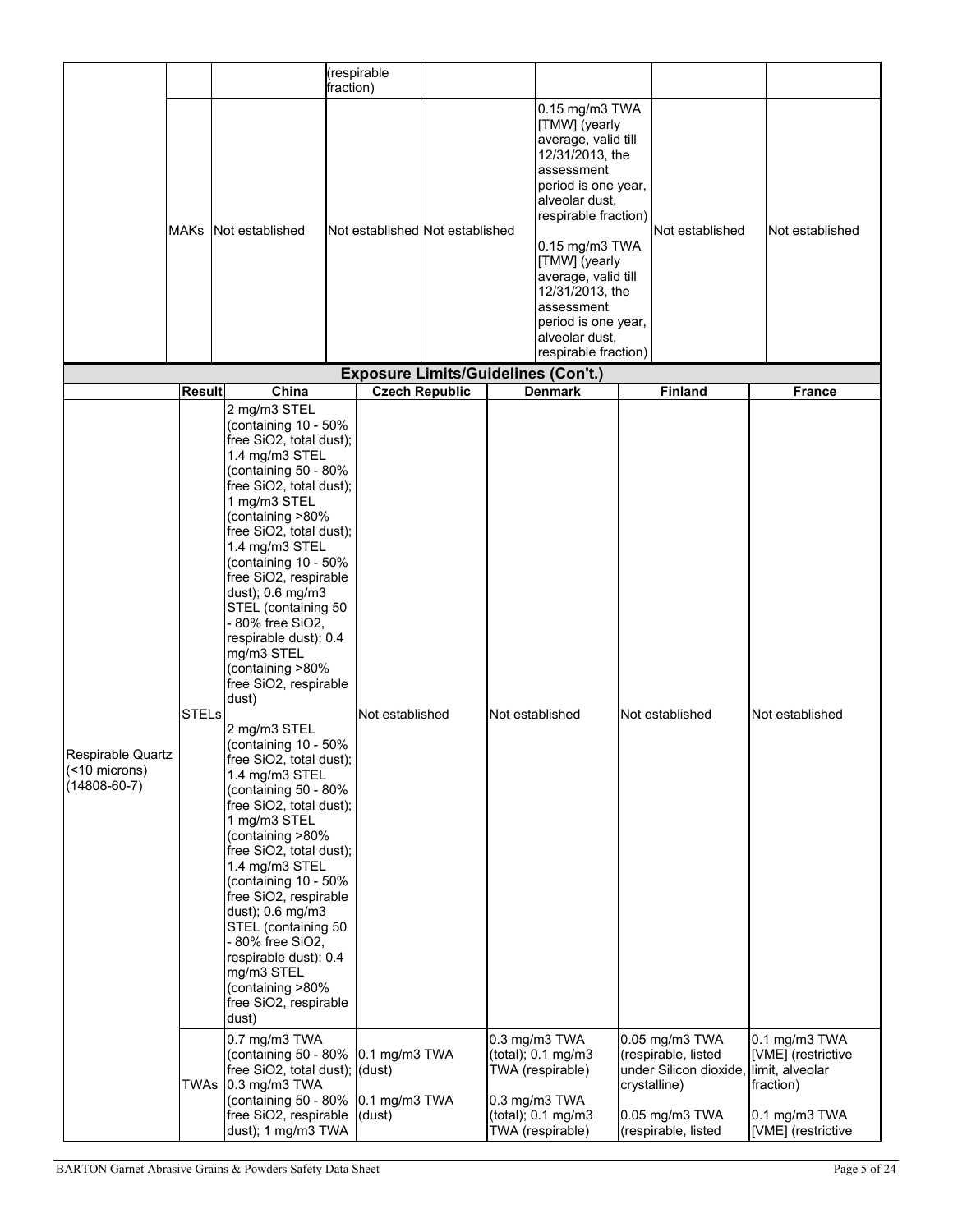| | | | (respirable fraction) | | | | |
|---|---|---|---|---|---|---|---|
| | MAKs | Not established | Not established | Not established | 0.15 mg/m3 TWA [TMW] (yearly average, valid till 12/31/2013, the assessment period is one year, alveolar dust, respirable fraction)<br><br>0.15 mg/m3 TWA [TMW] (yearly average, valid till 12/31/2013, the assessment period is one year, alveolar dust, respirable fraction) | Not established | Not established |

**Exposure Limits/Guidelines (Con't.)**

| | Result | China | Czech Republic | Denmark | Finland | France |
|---|---|---|---|---|---|---|
| Respirable Quartz (<10 microns) (14808-60-7) | STELs | 2 mg/m3 STEL (containing 10 - 50% free SiO2, total dust); 1.4 mg/m3 STEL (containing 50 - 80% free SiO2, total dust); 1 mg/m3 STEL (containing >80% free SiO2, total dust); 1.4 mg/m3 STEL (containing 10 - 50% free SiO2, respirable dust); 0.6 mg/m3 STEL (containing 50 - 80% free SiO2, respirable dust); 0.4 mg/m3 STEL (containing >80% free SiO2, respirable dust)<br><br>2 mg/m3 STEL (containing 10 - 50% free SiO2, total dust); 1.4 mg/m3 STEL (containing 50 - 80% free SiO2, total dust); 1 mg/m3 STEL (containing >80% free SiO2, total dust); 1.4 mg/m3 STEL (containing 10 - 50% free SiO2, respirable dust); 0.6 mg/m3 STEL (containing 50 - 80% free SiO2, respirable dust); 0.4 mg/m3 STEL (containing >80% free SiO2, respirable dust) | Not established | Not established | Not established | Not established |
| | TWAs | 0.7 mg/m3 TWA (containing 50 - 80% free SiO2, total dust); 0.3 mg/m3 TWA (containing 50 - 80% free SiO2, respirable dust); 1 mg/m3 TWA | 0.1 mg/m3 TWA (dust)<br><br>0.1 mg/m3 TWA (dust) | 0.3 mg/m3 TWA (total); 0.1 mg/m3 TWA (respirable)<br><br>0.3 mg/m3 TWA (total); 0.1 mg/m3 TWA (respirable) | 0.05 mg/m3 TWA (respirable, listed under Silicon dioxide, crystalline)<br><br>0.05 mg/m3 TWA (respirable, listed | 0.1 mg/m3 TWA [VME] (restrictive limit, alveolar fraction)<br><br>0.1 mg/m3 TWA [VME] (restrictive |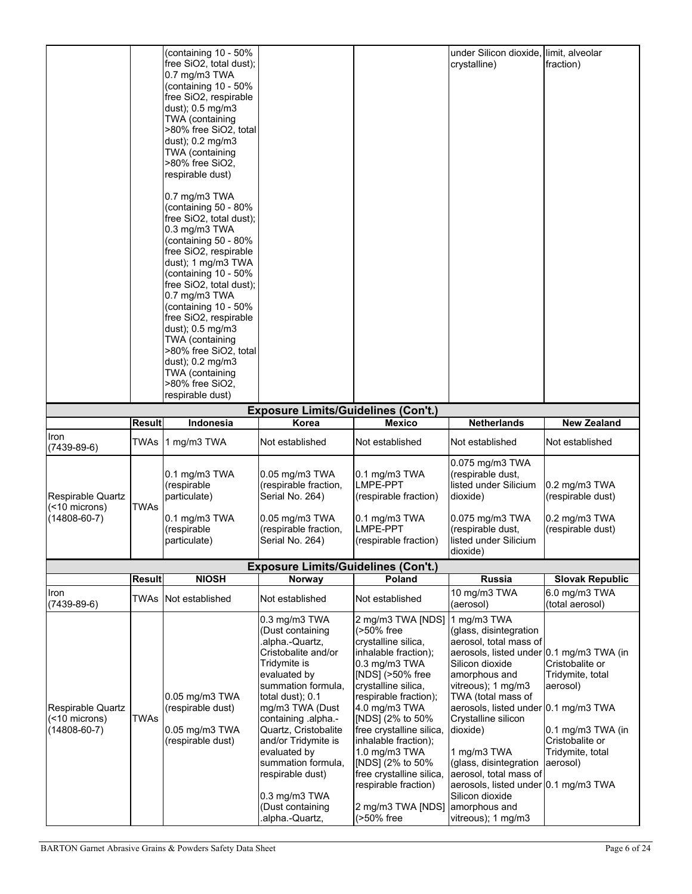| | | | | | | |
|---|---|---|---|---|---|---|
| | | (containing 10 - 50% free SiO2, total dust); 0.7 mg/m3 TWA (containing 10 - 50% free SiO2, respirable dust); 0.5 mg/m3 TWA (containing >80% free SiO2, total dust); 0.2 mg/m3 TWA (containing >80% free SiO2, respirable dust)<br><br>0.7 mg/m3 TWA (containing 50 - 80% free SiO2, total dust); 0.3 mg/m3 TWA (containing 50 - 80% free SiO2, respirable dust); 1 mg/m3 TWA (containing 10 - 50% free SiO2, total dust); 0.7 mg/m3 TWA (containing 10 - 50% free SiO2, respirable dust); 0.5 mg/m3 TWA (containing >80% free SiO2, total dust); 0.2 mg/m3 TWA (containing >80% free SiO2, respirable dust) | | | under Silicon dioxide, crystalline) | limit, alveolar fraction) |

**Exposure Limits/Guidelines (Con't.)**

| | Result | Indonesia | Korea | Mexico | Netherlands | New Zealand |
|---|---|---|---|---|---|---|
| Iron (7439-89-6) | TWAs | 1 mg/m3 TWA | Not established | Not established | Not established | Not established |
| Respirable Quartz (<10 microns) (14808-60-7) | TWAs | 0.1 mg/m3 TWA (respirable particulate)<br><br>0.1 mg/m3 TWA (respirable particulate) | 0.05 mg/m3 TWA (respirable fraction, Serial No. 264)<br><br>0.05 mg/m3 TWA (respirable fraction, Serial No. 264) | 0.1 mg/m3 TWA LMPE-PPT (respirable fraction)<br><br>0.1 mg/m3 TWA LMPE-PPT (respirable fraction) | 0.075 mg/m3 TWA (respirable dust, listed under Silicium dioxide)<br><br>0.075 mg/m3 TWA (respirable dust, listed under Silicium dioxide) | 0.2 mg/m3 TWA (respirable dust)<br><br>0.2 mg/m3 TWA (respirable dust) |

**Exposure Limits/Guidelines (Con't.)**

| | Result | NIOSH | Norway | Poland | Russia | Slovak Republic |
|---|---|---|---|---|---|---|
| Iron (7439-89-6) | TWAs | Not established | Not established | Not established | 10 mg/m3 TWA (aerosol) | 6.0 mg/m3 TWA (total aerosol) |
| Respirable Quartz (<10 microns) (14808-60-7) | TWAs | 0.05 mg/m3 TWA (respirable dust)<br><br>0.05 mg/m3 TWA (respirable dust) | 0.3 mg/m3 TWA (Dust containing .alpha.-Quartz, Cristobalite and/or Tridymite is evaluated by summation formula, total dust); 0.1 mg/m3 TWA (Dust containing .alpha.-Quartz, Cristobalite and/or Tridymite is evaluated by summation formula, respirable dust)<br><br>0.3 mg/m3 TWA (Dust containing .alpha.-Quartz, | 2 mg/m3 TWA [NDS] (>50% free crystalline silica, inhalable fraction); 0.3 mg/m3 TWA [NDS] (>50% free crystalline silica, respirable fraction); 4.0 mg/m3 TWA [NDS] (2% to 50% free crystalline silica, inhalable fraction); 1.0 mg/m3 TWA [NDS] (2% to 50% free crystalline silica, respirable fraction)<br><br>2 mg/m3 TWA [NDS] (>50% free | 1 mg/m3 TWA (glass, disintegration aerosol, total mass of aerosols, listed under Silicon dioxide amorphous and vitreous); 1 mg/m3 TWA (total mass of aerosols, listed under Crystalline silicon dioxide)<br><br>1 mg/m3 TWA (glass, disintegration aerosol, total mass of aerosols, listed under Silicon dioxide amorphous and vitreous); 1 mg/m3 | 0.1 mg/m3 TWA (in Cristobalite or Tridymite, total aerosol)<br>0.1 mg/m3 TWA<br><br>0.1 mg/m3 TWA (in Cristobalite or Tridymite, total aerosol)<br>0.1 mg/m3 TWA |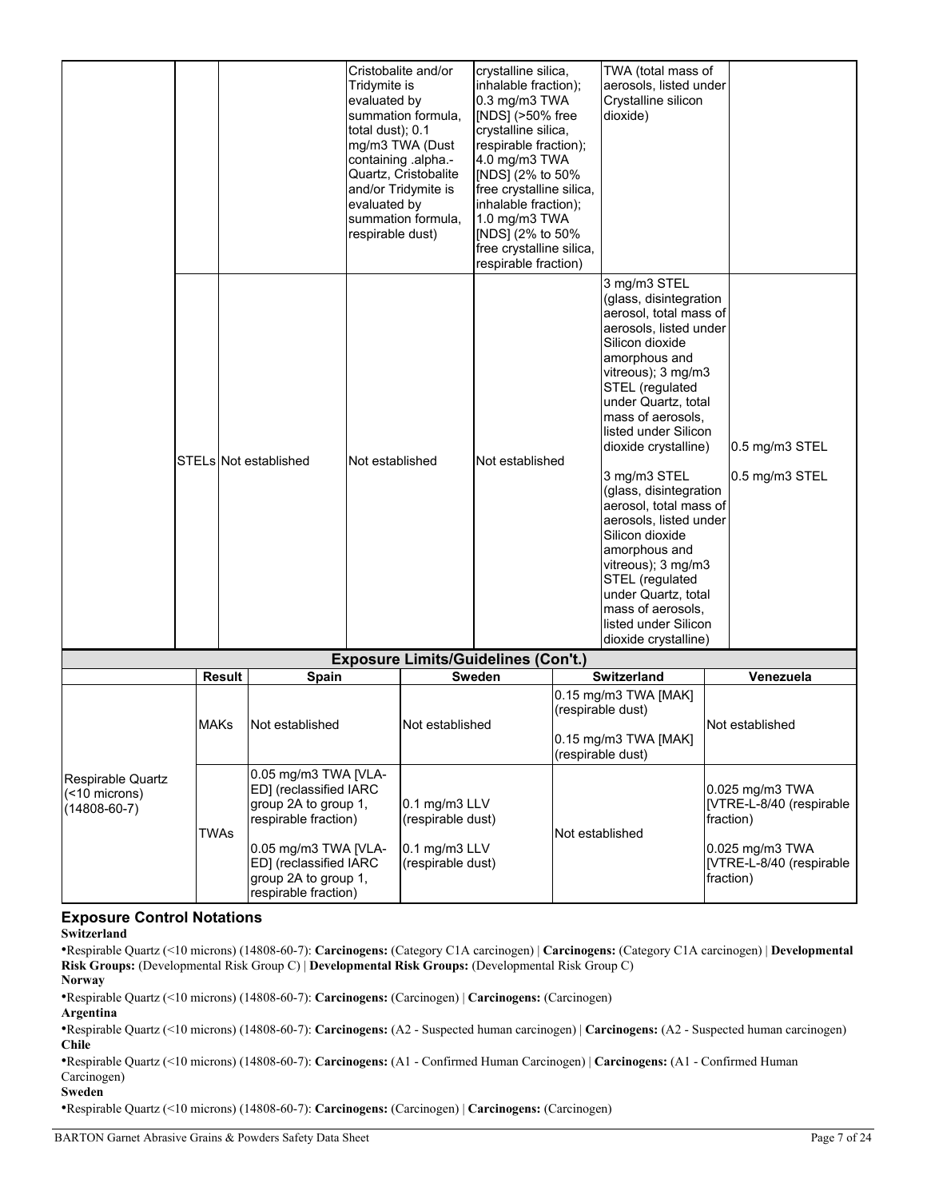| | | | | | | |
|---|---|---|---|---|---|---|
| | | | Cristobalite and/or Tridymite is evaluated by summation formula, total dust); 0.1 mg/m3 TWA (Dust containing .alpha.-Quartz, Cristobalite and/or Tridymite is evaluated by summation formula, respirable dust) | crystalline silica, inhalable fraction); 0.3 mg/m3 TWA [NDS] (>50% free crystalline silica, respirable fraction); 4.0 mg/m3 TWA [NDS] (2% to 50% free crystalline silica, inhalable fraction); 1.0 mg/m3 TWA [NDS] (2% to 50% free crystalline silica, respirable fraction) | TWA (total mass of aerosols, listed under Crystalline silicon dioxide) | |
| | STELs | Not established | Not established | Not established | 3 mg/m3 STEL (glass, disintegration aerosol, total mass of aerosols, listed under Silicon dioxide amorphous and vitreous); 3 mg/m3 STEL (regulated under Quartz, total mass of aerosols, listed under Silicon dioxide crystalline)<br><br>3 mg/m3 STEL (glass, disintegration aerosol, total mass of aerosols, listed under Silicon dioxide amorphous and vitreous); 3 mg/m3 STEL (regulated under Quartz, total mass of aerosols, listed under Silicon dioxide crystalline) | 0.5 mg/m3 STEL<br><br>0.5 mg/m3 STEL |

**Exposure Limits/Guidelines (Con't.)**

| | Result | Spain | Sweden | Switzerland | Venezuela |
|---|---|---|---|---|---|
| Respirable Quartz (<10 microns) (14808-60-7) | MAKs | Not established | Not established | 0.15 mg/m3 TWA [MAK] (respirable dust)<br><br>0.15 mg/m3 TWA [MAK] (respirable dust) | Not established |
| | TWAs | 0.05 mg/m3 TWA [VLA-ED] (reclassified IARC group 2A to group 1, respirable fraction)<br><br>0.05 mg/m3 TWA [VLA-ED] (reclassified IARC group 2A to group 1, respirable fraction) | 0.1 mg/m3 LLV (respirable dust)<br><br>0.1 mg/m3 LLV (respirable dust) | Not established | 0.025 mg/m3 TWA [VTRE-L-8/40 (respirable fraction)<br><br>0.025 mg/m3 TWA [VTRE-L-8/40 (respirable fraction) |

## Exposure Control Notations

**Switzerland**

- Respirable Quartz (<10 microns) (14808-60-7): **Carcinogens:** (Category C1A carcinogen) | **Carcinogens:** (Category C1A carcinogen) | **Developmental Risk Groups:** (Developmental Risk Group C) | **Developmental Risk Groups:** (Developmental Risk Group C)

**Norway**

- Respirable Quartz (<10 microns) (14808-60-7): **Carcinogens:** (Carcinogen) | **Carcinogens:** (Carcinogen)

**Argentina**

- Respirable Quartz (<10 microns) (14808-60-7): **Carcinogens:** (A2 - Suspected human carcinogen) | **Carcinogens:** (A2 - Suspected human carcinogen)

**Chile**

- Respirable Quartz (<10 microns) (14808-60-7): **Carcinogens:** (A1 - Confirmed Human Carcinogen) | **Carcinogens:** (A1 - Confirmed Human Carcinogen)

**Sweden**

- Respirable Quartz (<10 microns) (14808-60-7): **Carcinogens:** (Carcinogen) | **Carcinogens:** (Carcinogen)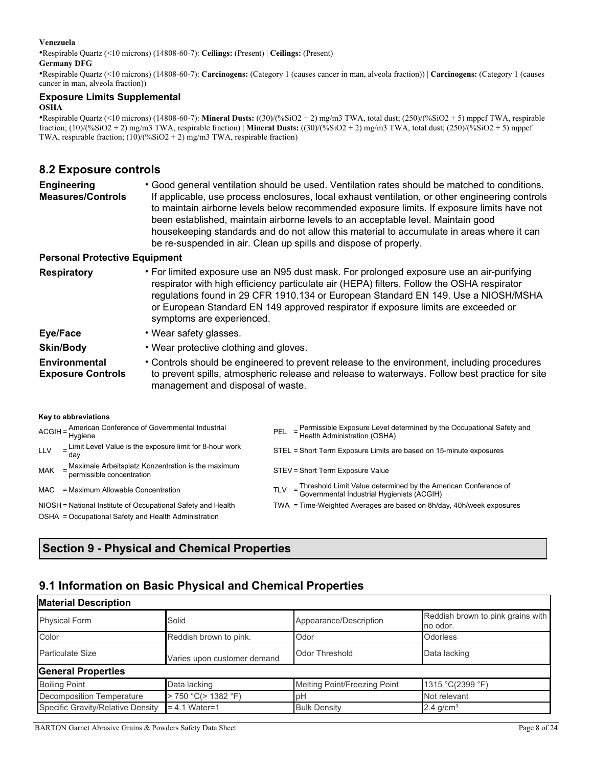**Venezuela**

•Respirable Quartz (<10 microns) (14808-60-7): **Ceilings:** (Present) | **Ceilings:** (Present)

**Germany DFG**

•Respirable Quartz (<10 microns) (14808-60-7): **Carcinogens:** (Category 1 (causes cancer in man, alveola fraction)) | **Carcinogens:** (Category 1 (causes cancer in man, alveola fraction))

### Exposure Limits Supplemental

**OSHA**

•Respirable Quartz (<10 microns) (14808-60-7): **Mineral Dusts:** ((30)/(%SiO2 + 2) mg/m3 TWA, total dust; (250)/(%SiO2 + 5) mppcf TWA, respirable fraction; (10)/(%SiO2 + 2) mg/m3 TWA, respirable fraction) | **Mineral Dusts:** ((30)/(%SiO2 + 2) mg/m3 TWA, total dust; (250)/(%SiO2 + 5) mppcf TWA, respirable fraction; (10)/(%SiO2 + 2) mg/m3 TWA, respirable fraction)

## 8.2 Exposure controls

**Engineering Measures/Controls**
- Good general ventilation should be used. Ventilation rates should be matched to conditions. If applicable, use process enclosures, local exhaust ventilation, or other engineering controls to maintain airborne levels below recommended exposure limits. If exposure limits have not been established, maintain airborne levels to an acceptable level. Maintain good housekeeping standards and do not allow this material to accumulate in areas where it can be re-suspended in air. Clean up spills and dispose of properly.

### Personal Protective Equipment

**Respiratory**
- For limited exposure use an N95 dust mask. For prolonged exposure use an air-purifying respirator with high efficiency particulate air (HEPA) filters. Follow the OSHA respirator regulations found in 29 CFR 1910.134 or European Standard EN 149. Use a NIOSH/MSHA or European Standard EN 149 approved respirator if exposure limits are exceeded or symptoms are experienced.

**Eye/Face**
- Wear safety glasses.

**Skin/Body**
- Wear protective clothing and gloves.

**Environmental Exposure Controls**
- Controls should be engineered to prevent release to the environment, including procedures to prevent spills, atmospheric release and release to waterways. Follow best practice for site management and disposal of waste.

**Key to abbreviations**

ACGIH = American Conference of Governmental Industrial Hygiene

LLV = Limit Level Value is the exposure limit for 8-hour work day

MAK = Maximale Arbeitsplatz Konzentration is the maximum permissible concentration

MAC = Maximum Allowable Concentration

NIOSH = National Institute of Occupational Safety and Health

OSHA = Occupational Safety and Health Administration

PEL = Permissible Exposure Level determined by the Occupational Safety and Health Administration (OSHA)

STEL = Short Term Exposure Limits are based on 15-minute exposures

STEV = Short Term Exposure Value

TLV = Threshold Limit Value determined by the American Conference of Governmental Industrial Hygienists (ACGIH)

TWA = Time-Weighted Averages are based on 8h/day, 40h/week exposures

# Section 9 - Physical and Chemical Properties

## 9.1 Information on Basic Physical and Chemical Properties

| **Material Description** | | | |
|---|---|---|---|
| Physical Form | Solid | Appearance/Description | Reddish brown to pink grains with no odor. |
| Color | Reddish brown to pink. | Odor | Odorless |
| Particulate Size | Varies upon customer demand | Odor Threshold | Data lacking |
| **General Properties** | | | |
| Boiling Point | Data lacking | Melting Point/Freezing Point | 1315 °C(2399 °F) |
| Decomposition Temperature | > 750 °C(> 1382 °F) | pH | Not relevant |
| Specific Gravity/Relative Density | = 4.1 Water=1 | Bulk Density | 2.4 g/cm³ |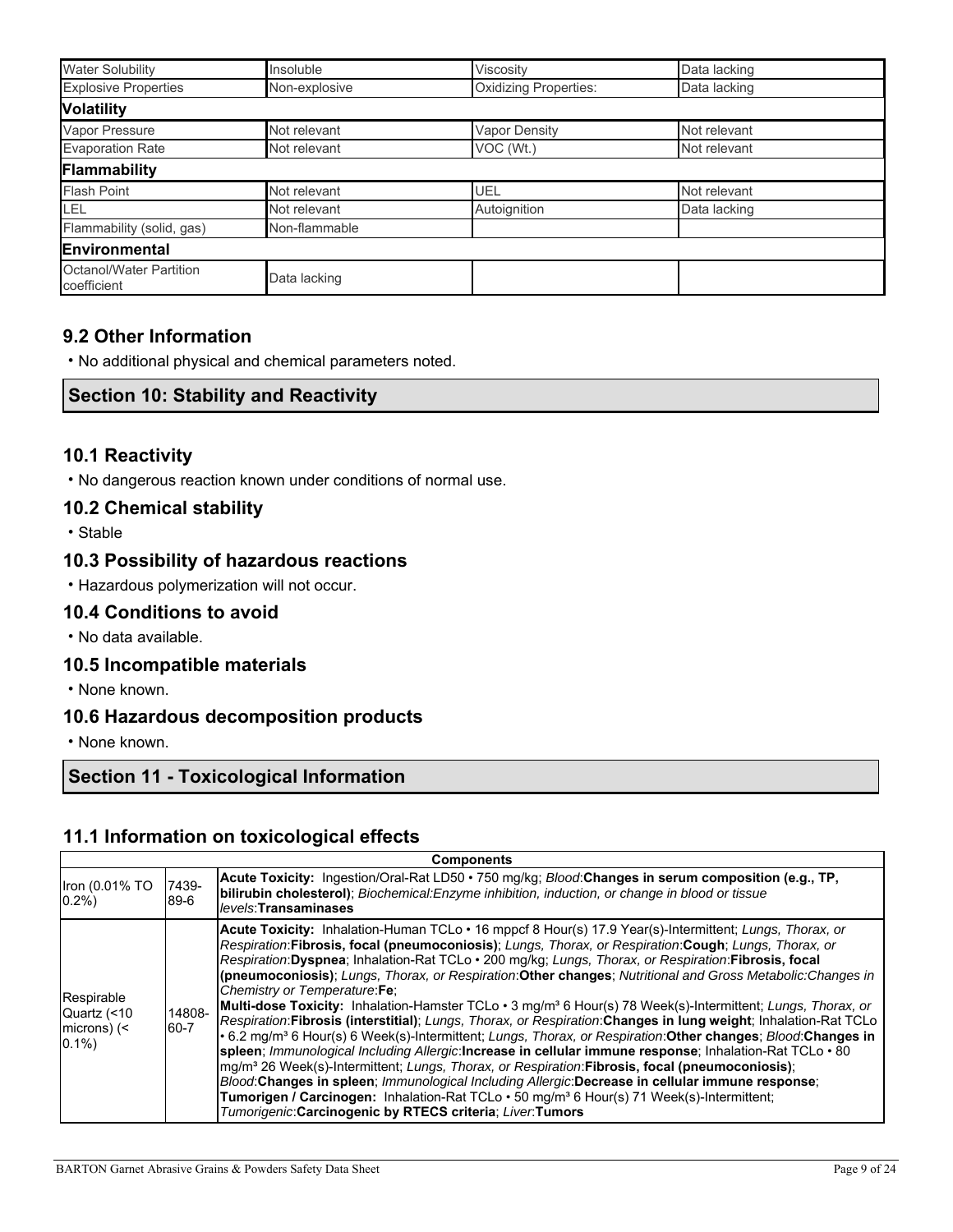| Water Solubility | Insoluble | Viscosity | Data lacking |
| --- | --- | --- | --- |
| Explosive Properties | Non-explosive | Oxidizing Properties: | Data lacking |
| **Volatility** | | | |
| Vapor Pressure | Not relevant | Vapor Density | Not relevant |
| Evaporation Rate | Not relevant | VOC (Wt.) | Not relevant |
| **Flammability** | | | |
| Flash Point | Not relevant | UEL | Not relevant |
| LEL | Not relevant | Autoignition | Data lacking |
| Flammability (solid, gas) | Non-flammable | | |
| **Environmental** | | | |
| Octanol/Water Partition coefficient | Data lacking | | |

## 9.2 Other Information

- No additional physical and chemical parameters noted.

## Section 10: Stability and Reactivity

### 10.1 Reactivity

- No dangerous reaction known under conditions of normal use.

### 10.2 Chemical stability

- Stable

### 10.3 Possibility of hazardous reactions

- Hazardous polymerization will not occur.

### 10.4 Conditions to avoid

- No data available.

### 10.5 Incompatible materials

- None known.

### 10.6 Hazardous decomposition products

- None known.

## Section 11 - Toxicological Information

### 11.1 Information on toxicological effects

| Components | | |
| --- | --- | --- |
| Iron (0.01% TO 0.2%) | 7439-89-6 | **Acute Toxicity:** Ingestion/Oral-Rat LD50 • 750 mg/kg; *Blood*:**Changes in serum composition (e.g., TP, bilirubin cholesterol)**; *Biochemical:Enzyme inhibition, induction, or change in blood or tissue levels*:**Transaminases** |
| Respirable Quartz (<10 microns) (< 0.1%) | 14808-60-7 | **Acute Toxicity:** Inhalation-Human TCLo • 16 mppcf 8 Hour(s) 17.9 Year(s)-Intermittent; *Lungs, Thorax, or Respiration*:**Fibrosis, focal (pneumoconiosis)**; *Lungs, Thorax, or Respiration*:**Cough**; *Lungs, Thorax, or Respiration*:**Dyspnea**; Inhalation-Rat TCLo • 200 mg/kg; *Lungs, Thorax, or Respiration*:**Fibrosis, focal (pneumoconiosis)**; *Lungs, Thorax, or Respiration*:**Other changes**; *Nutritional and Gross Metabolic:Changes in Chemistry or Temperature*:**Fe**; **Multi-dose Toxicity:** Inhalation-Hamster TCLo • 3 mg/m³ 6 Hour(s) 78 Week(s)-Intermittent; *Lungs, Thorax, or Respiration*:**Fibrosis (interstitial)**; *Lungs, Thorax, or Respiration*:**Changes in lung weight**; Inhalation-Rat TCLo • 6.2 mg/m³ 6 Hour(s) 6 Week(s)-Intermittent; *Lungs, Thorax, or Respiration*:**Other changes**; *Blood*:**Changes in spleen**; *Immunological Including Allergic*:**Increase in cellular immune response**; Inhalation-Rat TCLo • 80 mg/m³ 26 Week(s)-Intermittent; *Lungs, Thorax, or Respiration*:**Fibrosis, focal (pneumoconiosis)**; *Blood*:**Changes in spleen**; *Immunological Including Allergic*:**Decrease in cellular immune response**; **Tumorigen / Carcinogen:** Inhalation-Rat TCLo • 50 mg/m³ 6 Hour(s) 71 Week(s)-Intermittent; *Tumorigenic*:**Carcinogenic by RTECS criteria**; *Liver*:**Tumors** |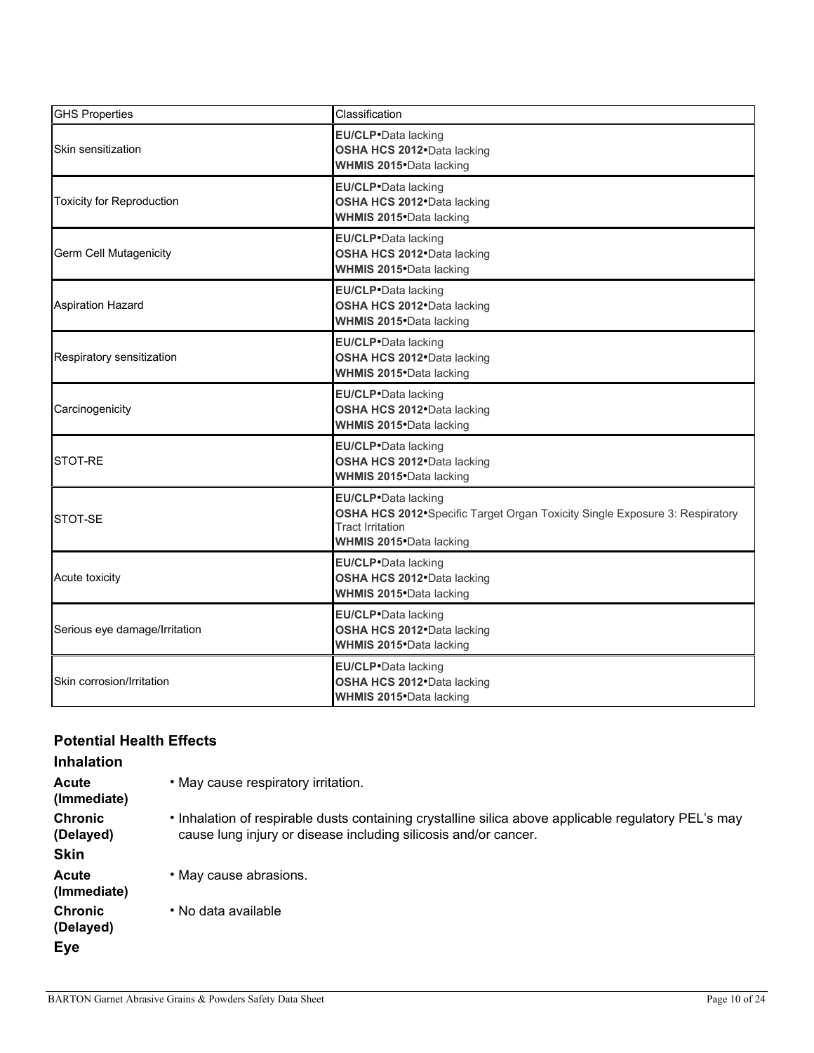| GHS Properties | Classification |
|---|---|
| Skin sensitization | **EU/CLP**•Data lacking<br>**OSHA HCS 2012**•Data lacking<br>**WHMIS 2015**•Data lacking |
| Toxicity for Reproduction | **EU/CLP**•Data lacking<br>**OSHA HCS 2012**•Data lacking<br>**WHMIS 2015**•Data lacking |
| Germ Cell Mutagenicity | **EU/CLP**•Data lacking<br>**OSHA HCS 2012**•Data lacking<br>**WHMIS 2015**•Data lacking |
| Aspiration Hazard | **EU/CLP**•Data lacking<br>**OSHA HCS 2012**•Data lacking<br>**WHMIS 2015**•Data lacking |
| Respiratory sensitization | **EU/CLP**•Data lacking<br>**OSHA HCS 2012**•Data lacking<br>**WHMIS 2015**•Data lacking |
| Carcinogenicity | **EU/CLP**•Data lacking<br>**OSHA HCS 2012**•Data lacking<br>**WHMIS 2015**•Data lacking |
| STOT-RE | **EU/CLP**•Data lacking<br>**OSHA HCS 2012**•Data lacking<br>**WHMIS 2015**•Data lacking |
| STOT-SE | **EU/CLP**•Data lacking<br>**OSHA HCS 2012**•Specific Target Organ Toxicity Single Exposure 3: Respiratory Tract Irritation<br>**WHMIS 2015**•Data lacking |
| Acute toxicity | **EU/CLP**•Data lacking<br>**OSHA HCS 2012**•Data lacking<br>**WHMIS 2015**•Data lacking |
| Serious eye damage/Irritation | **EU/CLP**•Data lacking<br>**OSHA HCS 2012**•Data lacking<br>**WHMIS 2015**•Data lacking |
| Skin corrosion/Irritation | **EU/CLP**•Data lacking<br>**OSHA HCS 2012**•Data lacking<br>**WHMIS 2015**•Data lacking |

## Potential Health Effects

### Inhalation

**Acute (Immediate)**
- May cause respiratory irritation.

**Chronic (Delayed)**
- Inhalation of respirable dusts containing crystalline silica above applicable regulatory PEL's may cause lung injury or disease including silicosis and/or cancer.

### Skin

**Acute (Immediate)**
- May cause abrasions.

**Chronic (Delayed)**
- No data available

### Eye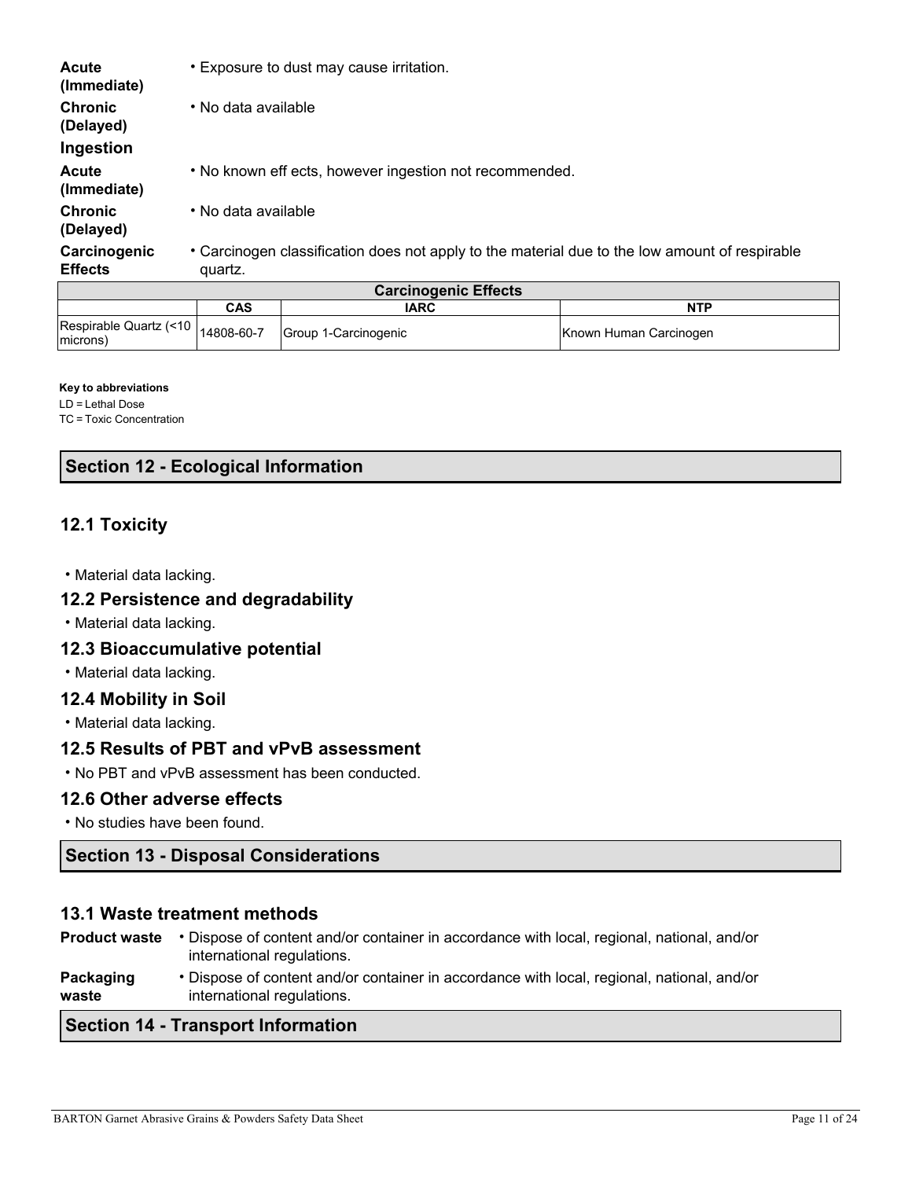| | |
|---|---|
| **Acute (Immediate)** | • Exposure to dust may cause irritation. |
| **Chronic (Delayed)** | • No data available |

**Ingestion**

| | |
|---|---|
| **Acute (Immediate)** | • No known eff ects, however ingestion not recommended. |
| **Chronic (Delayed)** | • No data available |
| **Carcinogenic Effects** | • Carcinogenic classification does not apply to the material due to the low amount of respirable quartz. |

| Carcinogenic Effects | | | |
|---|---|---|---|
| | **CAS** | **IARC** | **NTP** |
| Respirable Quartz (<10 microns) | 14808-60-7 | Group 1-Carcinogenic | Known Human Carcinogen |

**Key to abbreviations**
LD = Lethal Dose
TC = Toxic Concentration

## Section 12 - Ecological Information

### 12.1 Toxicity

- Material data lacking.

### 12.2 Persistence and degradability

- Material data lacking.

### 12.3 Bioaccumulative potential

- Material data lacking.

### 12.4 Mobility in Soil

- Material data lacking.

### 12.5 Results of PBT and vPvB assessment

- No PBT and vPvB assessment has been conducted.

### 12.6 Other adverse effects

- No studies have been found.

## Section 13 - Disposal Considerations

### 13.1 Waste treatment methods

| | |
|---|---|
| **Product waste** | • Dispose of content and/or container in accordance with local, regional, national, and/or international regulations. |
| **Packaging waste** | • Dispose of content and/or container in accordance with local, regional, national, and/or international regulations. |

## Section 14 - Transport Information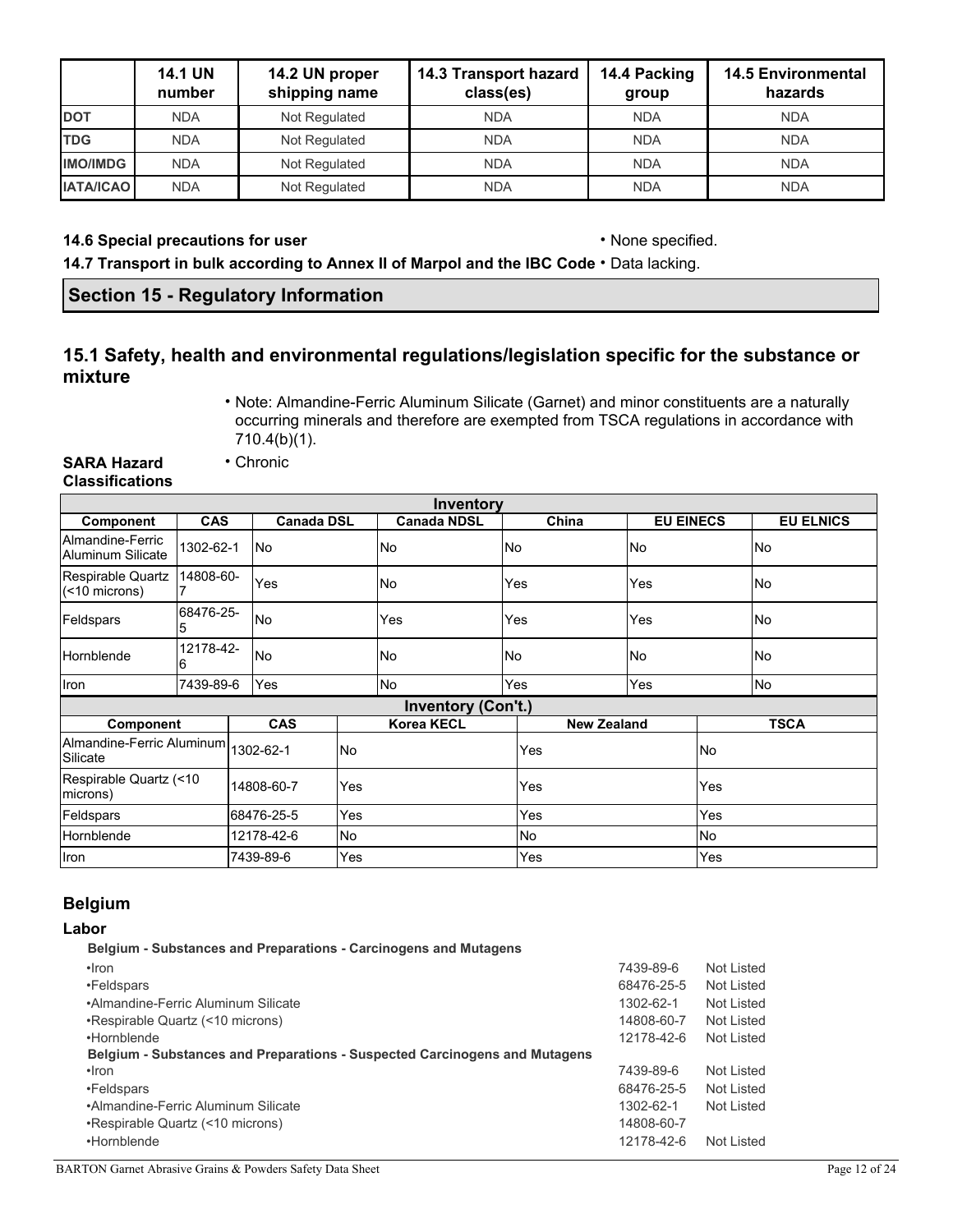| | 14.1 UN number | 14.2 UN proper shipping name | 14.3 Transport hazard class(es) | 14.4 Packing group | 14.5 Environmental hazards |
|---|---|---|---|---|---|
| **DOT** | NDA | Not Regulated | NDA | NDA | NDA |
| **TDG** | NDA | Not Regulated | NDA | NDA | NDA |
| **IMO/IMDG** | NDA | Not Regulated | NDA | NDA | NDA |
| **IATA/ICAO** | NDA | Not Regulated | NDA | NDA | NDA |

**14.6 Special precautions for user** • None specified.

**14.7 Transport in bulk according to Annex II of Marpol and the IBC Code** • Data lacking.

## Section 15 - Regulatory Information

### 15.1 Safety, health and environmental regulations/legislation specific for the substance or mixture

• Note: Almandine-Ferric Aluminum Silicate (Garnet) and minor constituents are a naturally occurring minerals and therefore are exempted from TSCA regulations in accordance with 710.4(b)(1).

**SARA Hazard Classifications** • Chronic

| Inventory | | | | | | |
|---|---|---|---|---|---|---|
| **Component** | **CAS** | **Canada DSL** | **Canada NDSL** | **China** | **EU EINECS** | **EU ELNICS** |
| Almandine-Ferric Aluminum Silicate | 1302-62-1 | No | No | No | No | No |
| Respirable Quartz (<10 microns) | 14808-60-7 | Yes | No | Yes | Yes | No |
| Feldspars | 68476-25-5 | No | Yes | Yes | Yes | No |
| Hornblende | 12178-42-6 | No | No | No | No | No |
| Iron | 7439-89-6 | Yes | No | Yes | Yes | No |

| Inventory (Con't.) | | | | |
|---|---|---|---|---|
| **Component** | **CAS** | **Korea KECL** | **New Zealand** | **TSCA** |
| Almandine-Ferric Aluminum Silicate | 1302-62-1 | No | Yes | No |
| Respirable Quartz (<10 microns) | 14808-60-7 | Yes | Yes | Yes |
| Feldspars | 68476-25-5 | Yes | Yes | Yes |
| Hornblende | 12178-42-6 | No | No | No |
| Iron | 7439-89-6 | Yes | Yes | Yes |

## Belgium

### Labor

**Belgium - Substances and Preparations - Carcinogens and Mutagens**

| | | |
|---|---|---|
| •Iron | 7439-89-6 | Not Listed |
| •Feldspars | 68476-25-5 | Not Listed |
| •Almandine-Ferric Aluminum Silicate | 1302-62-1 | Not Listed |
| •Respirable Quartz (<10 microns) | 14808-60-7 | Not Listed |
| •Hornblende | 12178-42-6 | Not Listed |

**Belgium - Substances and Preparations - Suspected Carcinogens and Mutagens**

| | | |
|---|---|---|
| •Iron | 7439-89-6 | Not Listed |
| •Feldspars | 68476-25-5 | Not Listed |
| •Almandine-Ferric Aluminum Silicate | 1302-62-1 | Not Listed |
| •Respirable Quartz (<10 microns) | 14808-60-7 | |
| •Hornblende | 12178-42-6 | Not Listed |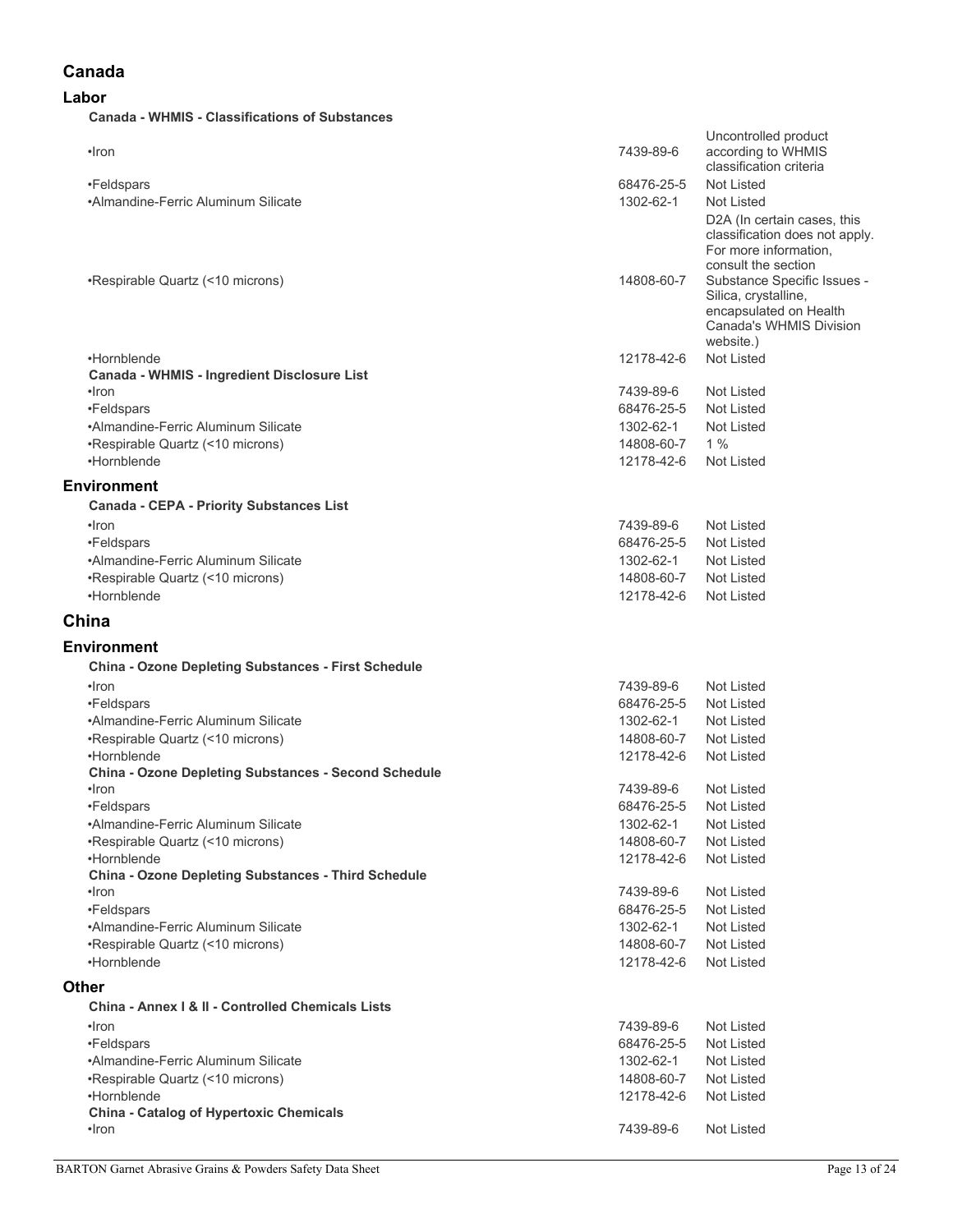## Canada

### Labor

#### Canada - WHMIS - Classifications of Substances

| | | |
|---|---|---|
| •Iron | 7439-89-6 | Uncontrolled product according to WHMIS classification criteria |
| •Feldspars | 68476-25-5 | Not Listed |
| •Almandine-Ferric Aluminum Silicate | 1302-62-1 | Not Listed |
| •Respirable Quartz (<10 microns) | 14808-60-7 | D2A (In certain cases, this classification does not apply. For more information, consult the section Substance Specific Issues - Silica, crystalline, encapsulated on Health Canada's WHMIS Division website.) |
| •Hornblende | 12178-42-6 | Not Listed |

#### Canada - WHMIS - Ingredient Disclosure List

| | | |
|---|---|---|
| •Iron | 7439-89-6 | Not Listed |
| •Feldspars | 68476-25-5 | Not Listed |
| •Almandine-Ferric Aluminum Silicate | 1302-62-1 | Not Listed |
| •Respirable Quartz (<10 microns) | 14808-60-7 | 1 % |
| •Hornblende | 12178-42-6 | Not Listed |

### Environment

#### Canada - CEPA - Priority Substances List

| | | |
|---|---|---|
| •Iron | 7439-89-6 | Not Listed |
| •Feldspars | 68476-25-5 | Not Listed |
| •Almandine-Ferric Aluminum Silicate | 1302-62-1 | Not Listed |
| •Respirable Quartz (<10 microns) | 14808-60-7 | Not Listed |
| •Hornblende | 12178-42-6 | Not Listed |

## China

### Environment

#### China - Ozone Depleting Substances - First Schedule

| | | |
|---|---|---|
| •Iron | 7439-89-6 | Not Listed |
| •Feldspars | 68476-25-5 | Not Listed |
| •Almandine-Ferric Aluminum Silicate | 1302-62-1 | Not Listed |
| •Respirable Quartz (<10 microns) | 14808-60-7 | Not Listed |
| •Hornblende | 12178-42-6 | Not Listed |

#### China - Ozone Depleting Substances - Second Schedule

| | | |
|---|---|---|
| •Iron | 7439-89-6 | Not Listed |
| •Feldspars | 68476-25-5 | Not Listed |
| •Almandine-Ferric Aluminum Silicate | 1302-62-1 | Not Listed |
| •Respirable Quartz (<10 microns) | 14808-60-7 | Not Listed |
| •Hornblende | 12178-42-6 | Not Listed |

#### China - Ozone Depleting Substances - Third Schedule

| | | |
|---|---|---|
| •Iron | 7439-89-6 | Not Listed |
| •Feldspars | 68476-25-5 | Not Listed |
| •Almandine-Ferric Aluminum Silicate | 1302-62-1 | Not Listed |
| •Respirable Quartz (<10 microns) | 14808-60-7 | Not Listed |
| •Hornblende | 12178-42-6 | Not Listed |

### Other

#### China - Annex I & II - Controlled Chemicals Lists

| | | |
|---|---|---|
| •Iron | 7439-89-6 | Not Listed |
| •Feldspars | 68476-25-5 | Not Listed |
| •Almandine-Ferric Aluminum Silicate | 1302-62-1 | Not Listed |
| •Respirable Quartz (<10 microns) | 14808-60-7 | Not Listed |
| •Hornblende | 12178-42-6 | Not Listed |

#### China - Catalog of Hypertoxic Chemicals

| | | |
|---|---|---|
| •Iron | 7439-89-6 | Not Listed |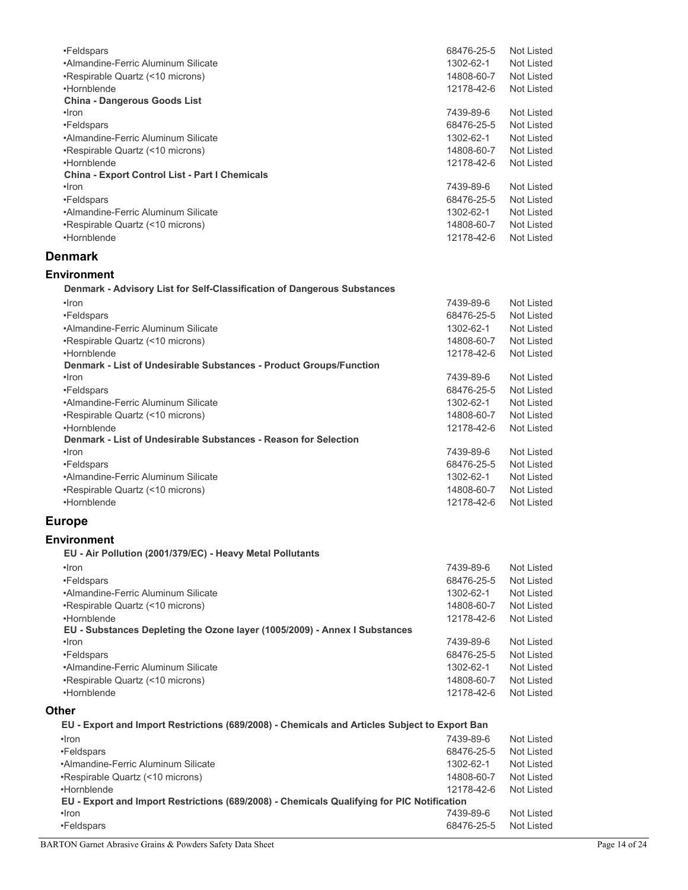| | | |
|---|---|---|
| •Feldspars | 68476-25-5 | Not Listed |
| •Almandine-Ferric Aluminum Silicate | 1302-62-1 | Not Listed |
| •Respirable Quartz (<10 microns) | 14808-60-7 | Not Listed |
| •Hornblende | 12178-42-6 | Not Listed |

**China - Dangerous Goods List**

| | | |
|---|---|---|
| •Iron | 7439-89-6 | Not Listed |
| •Feldspars | 68476-25-5 | Not Listed |
| •Almandine-Ferric Aluminum Silicate | 1302-62-1 | Not Listed |
| •Respirable Quartz (<10 microns) | 14808-60-7 | Not Listed |
| •Hornblende | 12178-42-6 | Not Listed |

**China - Export Control List - Part I Chemicals**

| | | |
|---|---|---|
| •Iron | 7439-89-6 | Not Listed |
| •Feldspars | 68476-25-5 | Not Listed |
| •Almandine-Ferric Aluminum Silicate | 1302-62-1 | Not Listed |
| •Respirable Quartz (<10 microns) | 14808-60-7 | Not Listed |
| •Hornblende | 12178-42-6 | Not Listed |

## Denmark

### Environment

**Denmark - Advisory List for Self-Classification of Dangerous Substances**

| | | |
|---|---|---|
| •Iron | 7439-89-6 | Not Listed |
| •Feldspars | 68476-25-5 | Not Listed |
| •Almandine-Ferric Aluminum Silicate | 1302-62-1 | Not Listed |
| •Respirable Quartz (<10 microns) | 14808-60-7 | Not Listed |
| •Hornblende | 12178-42-6 | Not Listed |

**Denmark - List of Undesirable Substances - Product Groups/Function**

| | | |
|---|---|---|
| •Iron | 7439-89-6 | Not Listed |
| •Feldspars | 68476-25-5 | Not Listed |
| •Almandine-Ferric Aluminum Silicate | 1302-62-1 | Not Listed |
| •Respirable Quartz (<10 microns) | 14808-60-7 | Not Listed |
| •Hornblende | 12178-42-6 | Not Listed |

**Denmark - List of Undesirable Substances - Reason for Selection**

| | | |
|---|---|---|
| •Iron | 7439-89-6 | Not Listed |
| •Feldspars | 68476-25-5 | Not Listed |
| •Almandine-Ferric Aluminum Silicate | 1302-62-1 | Not Listed |
| •Respirable Quartz (<10 microns) | 14808-60-7 | Not Listed |
| •Hornblende | 12178-42-6 | Not Listed |

## Europe

### Environment

**EU - Air Pollution (2001/379/EC) - Heavy Metal Pollutants**

| | | |
|---|---|---|
| •Iron | 7439-89-6 | Not Listed |
| •Feldspars | 68476-25-5 | Not Listed |
| •Almandine-Ferric Aluminum Silicate | 1302-62-1 | Not Listed |
| •Respirable Quartz (<10 microns) | 14808-60-7 | Not Listed |
| •Hornblende | 12178-42-6 | Not Listed |

**EU - Substances Depleting the Ozone layer (1005/2009) - Annex I Substances**

| | | |
|---|---|---|
| •Iron | 7439-89-6 | Not Listed |
| •Feldspars | 68476-25-5 | Not Listed |
| •Almandine-Ferric Aluminum Silicate | 1302-62-1 | Not Listed |
| •Respirable Quartz (<10 microns) | 14808-60-7 | Not Listed |
| •Hornblende | 12178-42-6 | Not Listed |

### Other

**EU - Export and Import Restrictions (689/2008) - Chemicals and Articles Subject to Export Ban**

| | | |
|---|---|---|
| •Iron | 7439-89-6 | Not Listed |
| •Feldspars | 68476-25-5 | Not Listed |
| •Almandine-Ferric Aluminum Silicate | 1302-62-1 | Not Listed |
| •Respirable Quartz (<10 microns) | 14808-60-7 | Not Listed |
| •Hornblende | 12178-42-6 | Not Listed |

**EU - Export and Import Restrictions (689/2008) - Chemicals Qualifying for PIC Notification**

| | | |
|---|---|---|
| •Iron | 7439-89-6 | Not Listed |
| •Feldspars | 68476-25-5 | Not Listed |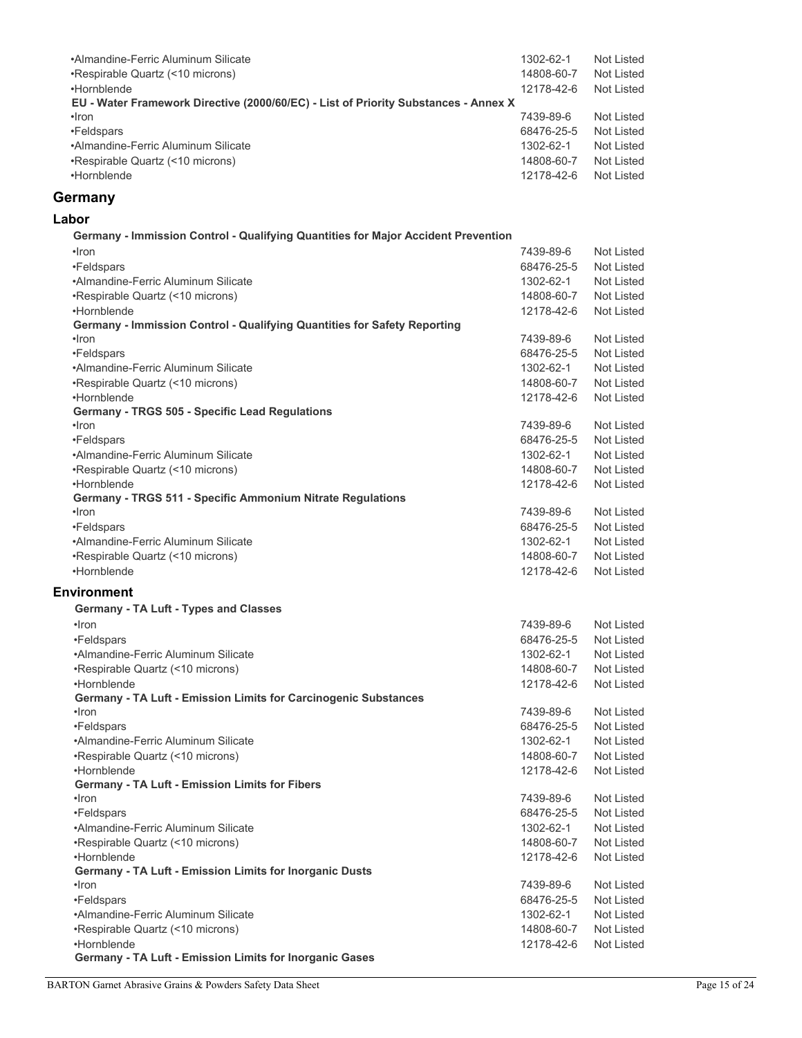| | | |
|---|---|---|
| •Almandine-Ferric Aluminum Silicate | 1302-62-1 | Not Listed |
| •Respirable Quartz (<10 microns) | 14808-60-7 | Not Listed |
| •Hornblende | 12178-42-6 | Not Listed |

**EU - Water Framework Directive (2000/60/EC) - List of Priority Substances - Annex X**

| | | |
|---|---|---|
| •Iron | 7439-89-6 | Not Listed |
| •Feldspars | 68476-25-5 | Not Listed |
| •Almandine-Ferric Aluminum Silicate | 1302-62-1 | Not Listed |
| •Respirable Quartz (<10 microns) | 14808-60-7 | Not Listed |
| •Hornblende | 12178-42-6 | Not Listed |

## Germany

### Labor

**Germany - Immission Control - Qualifying Quantities for Major Accident Prevention**

| | | |
|---|---|---|
| •Iron | 7439-89-6 | Not Listed |
| •Feldspars | 68476-25-5 | Not Listed |
| •Almandine-Ferric Aluminum Silicate | 1302-62-1 | Not Listed |
| •Respirable Quartz (<10 microns) | 14808-60-7 | Not Listed |
| •Hornblende | 12178-42-6 | Not Listed |

**Germany - Immission Control - Qualifying Quantities for Safety Reporting**

| | | |
|---|---|---|
| •Iron | 7439-89-6 | Not Listed |
| •Feldspars | 68476-25-5 | Not Listed |
| •Almandine-Ferric Aluminum Silicate | 1302-62-1 | Not Listed |
| •Respirable Quartz (<10 microns) | 14808-60-7 | Not Listed |
| •Hornblende | 12178-42-6 | Not Listed |

**Germany - TRGS 505 - Specific Lead Regulations**

| | | |
|---|---|---|
| •Iron | 7439-89-6 | Not Listed |
| •Feldspars | 68476-25-5 | Not Listed |
| •Almandine-Ferric Aluminum Silicate | 1302-62-1 | Not Listed |
| •Respirable Quartz (<10 microns) | 14808-60-7 | Not Listed |
| •Hornblende | 12178-42-6 | Not Listed |

**Germany - TRGS 511 - Specific Ammonium Nitrate Regulations**

| | | |
|---|---|---|
| •Iron | 7439-89-6 | Not Listed |
| •Feldspars | 68476-25-5 | Not Listed |
| •Almandine-Ferric Aluminum Silicate | 1302-62-1 | Not Listed |
| •Respirable Quartz (<10 microns) | 14808-60-7 | Not Listed |
| •Hornblende | 12178-42-6 | Not Listed |

### Environment

**Germany - TA Luft - Types and Classes**

| | | |
|---|---|---|
| •Iron | 7439-89-6 | Not Listed |
| •Feldspars | 68476-25-5 | Not Listed |
| •Almandine-Ferric Aluminum Silicate | 1302-62-1 | Not Listed |
| •Respirable Quartz (<10 microns) | 14808-60-7 | Not Listed |
| •Hornblende | 12178-42-6 | Not Listed |

**Germany - TA Luft - Emission Limits for Carcinogenic Substances**

| | | |
|---|---|---|
| •Iron | 7439-89-6 | Not Listed |
| •Feldspars | 68476-25-5 | Not Listed |
| •Almandine-Ferric Aluminum Silicate | 1302-62-1 | Not Listed |
| •Respirable Quartz (<10 microns) | 14808-60-7 | Not Listed |
| •Hornblende | 12178-42-6 | Not Listed |

**Germany - TA Luft - Emission Limits for Fibers**

| | | |
|---|---|---|
| •Iron | 7439-89-6 | Not Listed |
| •Feldspars | 68476-25-5 | Not Listed |
| •Almandine-Ferric Aluminum Silicate | 1302-62-1 | Not Listed |
| •Respirable Quartz (<10 microns) | 14808-60-7 | Not Listed |
| •Hornblende | 12178-42-6 | Not Listed |

**Germany - TA Luft - Emission Limits for Inorganic Dusts**

| | | |
|---|---|---|
| •Iron | 7439-89-6 | Not Listed |
| •Feldspars | 68476-25-5 | Not Listed |
| •Almandine-Ferric Aluminum Silicate | 1302-62-1 | Not Listed |
| •Respirable Quartz (<10 microns) | 14808-60-7 | Not Listed |
| •Hornblende | 12178-42-6 | Not Listed |

**Germany - TA Luft - Emission Limits for Inorganic Gases**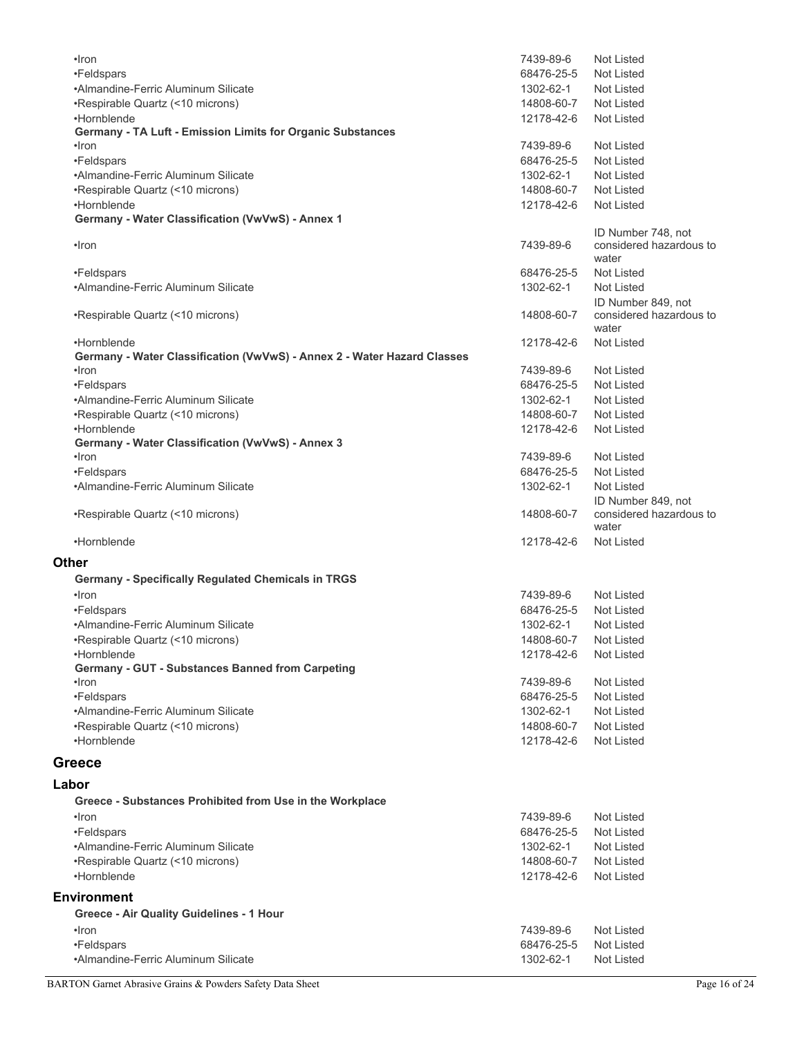| | | |
|---|---|---|
| •Iron | 7439-89-6 | Not Listed |
| •Feldspars | 68476-25-5 | Not Listed |
| •Almandine-Ferric Aluminum Silicate | 1302-62-1 | Not Listed |
| •Respirable Quartz (<10 microns) | 14808-60-7 | Not Listed |
| •Hornblende | 12178-42-6 | Not Listed |

**Germany - TA Luft - Emission Limits for Organic Substances**

| | | |
|---|---|---|
| •Iron | 7439-89-6 | Not Listed |
| •Feldspars | 68476-25-5 | Not Listed |
| •Almandine-Ferric Aluminum Silicate | 1302-62-1 | Not Listed |
| •Respirable Quartz (<10 microns) | 14808-60-7 | Not Listed |
| •Hornblende | 12178-42-6 | Not Listed |

**Germany - Water Classification (VwVwS) - Annex 1**

| | | |
|---|---|---|
| •Iron | 7439-89-6 | ID Number 748, not considered hazardous to water |
| •Feldspars | 68476-25-5 | Not Listed |
| •Almandine-Ferric Aluminum Silicate | 1302-62-1 | Not Listed |
| •Respirable Quartz (<10 microns) | 14808-60-7 | ID Number 849, not considered hazardous to water |
| •Hornblende | 12178-42-6 | Not Listed |

**Germany - Water Classification (VwVwS) - Annex 2 - Water Hazard Classes**

| | | |
|---|---|---|
| •Iron | 7439-89-6 | Not Listed |
| •Feldspars | 68476-25-5 | Not Listed |
| •Almandine-Ferric Aluminum Silicate | 1302-62-1 | Not Listed |
| •Respirable Quartz (<10 microns) | 14808-60-7 | Not Listed |
| •Hornblende | 12178-42-6 | Not Listed |

**Germany - Water Classification (VwVwS) - Annex 3**

| | | |
|---|---|---|
| •Iron | 7439-89-6 | Not Listed |
| •Feldspars | 68476-25-5 | Not Listed |
| •Almandine-Ferric Aluminum Silicate | 1302-62-1 | Not Listed |
| •Respirable Quartz (<10 microns) | 14808-60-7 | ID Number 849, not considered hazardous to water |
| •Hornblende | 12178-42-6 | Not Listed |

### Other

**Germany - Specifically Regulated Chemicals in TRGS**

| | | |
|---|---|---|
| •Iron | 7439-89-6 | Not Listed |
| •Feldspars | 68476-25-5 | Not Listed |
| •Almandine-Ferric Aluminum Silicate | 1302-62-1 | Not Listed |
| •Respirable Quartz (<10 microns) | 14808-60-7 | Not Listed |
| •Hornblende | 12178-42-6 | Not Listed |

**Germany - GUT - Substances Banned from Carpeting**

| | | |
|---|---|---|
| •Iron | 7439-89-6 | Not Listed |
| •Feldspars | 68476-25-5 | Not Listed |
| •Almandine-Ferric Aluminum Silicate | 1302-62-1 | Not Listed |
| •Respirable Quartz (<10 microns) | 14808-60-7 | Not Listed |
| •Hornblende | 12178-42-6 | Not Listed |

## Greece

### Labor

**Greece - Substances Prohibited from Use in the Workplace**

| | | |
|---|---|---|
| •Iron | 7439-89-6 | Not Listed |
| •Feldspars | 68476-25-5 | Not Listed |
| •Almandine-Ferric Aluminum Silicate | 1302-62-1 | Not Listed |
| •Respirable Quartz (<10 microns) | 14808-60-7 | Not Listed |
| •Hornblende | 12178-42-6 | Not Listed |

### Environment

**Greece - Air Quality Guidelines - 1 Hour**

| | | |
|---|---|---|
| •Iron | 7439-89-6 | Not Listed |
| •Feldspars | 68476-25-5 | Not Listed |
| •Almandine-Ferric Aluminum Silicate | 1302-62-1 | Not Listed |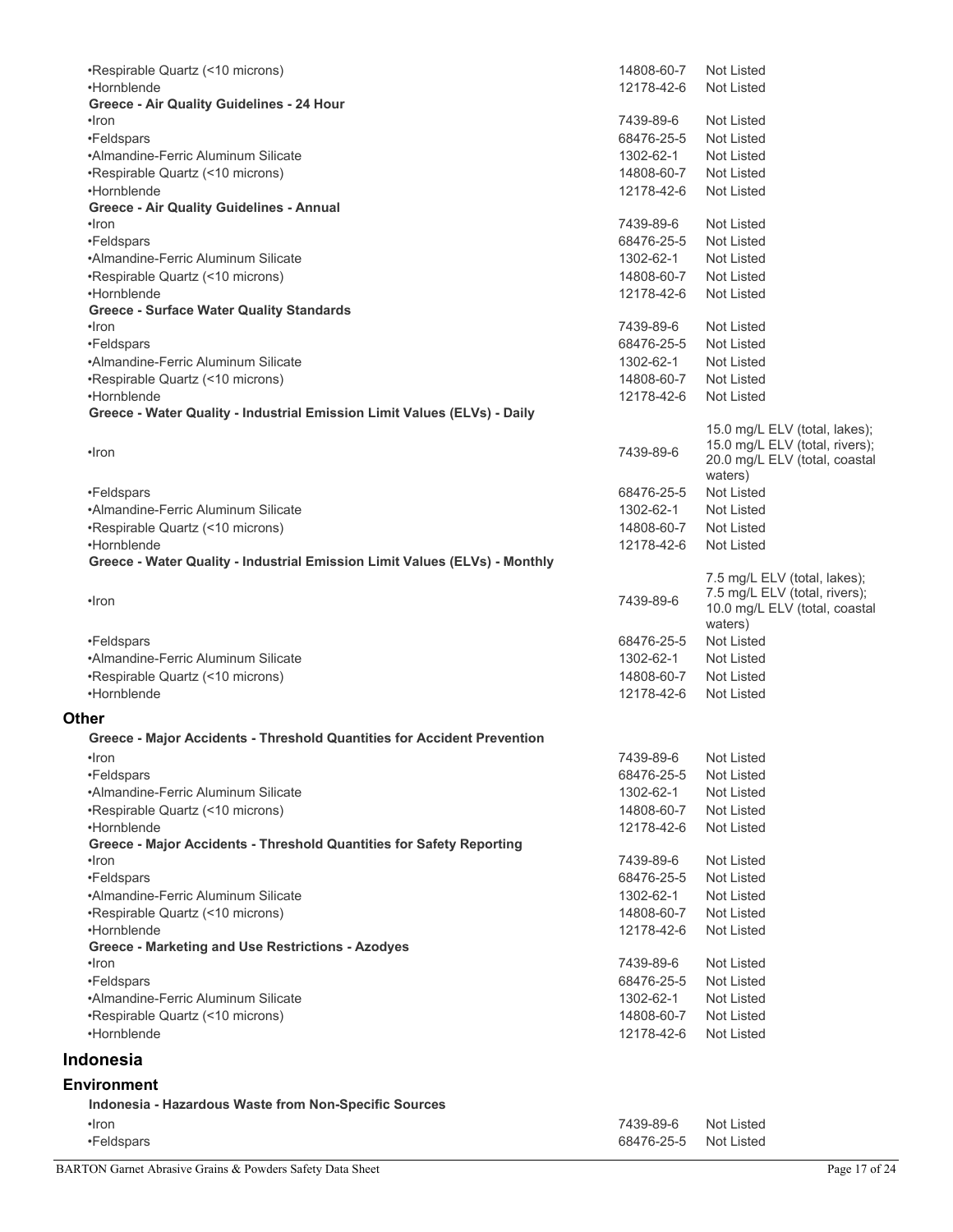| | | |
|---|---|---|
| •Respirable Quartz (<10 microns) | 14808-60-7 | Not Listed |
| •Hornblende | 12178-42-6 | Not Listed |
| **Greece - Air Quality Guidelines - 24 Hour** | | |
| •Iron | 7439-89-6 | Not Listed |
| •Feldspars | 68476-25-5 | Not Listed |
| •Almandine-Ferric Aluminum Silicate | 1302-62-1 | Not Listed |
| •Respirable Quartz (<10 microns) | 14808-60-7 | Not Listed |
| •Hornblende | 12178-42-6 | Not Listed |
| **Greece - Air Quality Guidelines - Annual** | | |
| •Iron | 7439-89-6 | Not Listed |
| •Feldspars | 68476-25-5 | Not Listed |
| •Almandine-Ferric Aluminum Silicate | 1302-62-1 | Not Listed |
| •Respirable Quartz (<10 microns) | 14808-60-7 | Not Listed |
| •Hornblende | 12178-42-6 | Not Listed |
| **Greece - Surface Water Quality Standards** | | |
| •Iron | 7439-89-6 | Not Listed |
| •Feldspars | 68476-25-5 | Not Listed |
| •Almandine-Ferric Aluminum Silicate | 1302-62-1 | Not Listed |
| •Respirable Quartz (<10 microns) | 14808-60-7 | Not Listed |
| •Hornblende | 12178-42-6 | Not Listed |
| **Greece - Water Quality - Industrial Emission Limit Values (ELVs) - Daily** | | |
| •Iron | 7439-89-6 | 15.0 mg/L ELV (total, lakes); 15.0 mg/L ELV (total, rivers); 20.0 mg/L ELV (total, coastal waters) |
| •Feldspars | 68476-25-5 | Not Listed |
| •Almandine-Ferric Aluminum Silicate | 1302-62-1 | Not Listed |
| •Respirable Quartz (<10 microns) | 14808-60-7 | Not Listed |
| •Hornblende | 12178-42-6 | Not Listed |
| **Greece - Water Quality - Industrial Emission Limit Values (ELVs) - Monthly** | | |
| •Iron | 7439-89-6 | 7.5 mg/L ELV (total, lakes); 7.5 mg/L ELV (total, rivers); 10.0 mg/L ELV (total, coastal waters) |
| •Feldspars | 68476-25-5 | Not Listed |
| •Almandine-Ferric Aluminum Silicate | 1302-62-1 | Not Listed |
| •Respirable Quartz (<10 microns) | 14808-60-7 | Not Listed |
| •Hornblende | 12178-42-6 | Not Listed |

### Other

| | | |
|---|---|---|
| **Greece - Major Accidents - Threshold Quantities for Accident Prevention** | | |
| •Iron | 7439-89-6 | Not Listed |
| •Feldspars | 68476-25-5 | Not Listed |
| •Almandine-Ferric Aluminum Silicate | 1302-62-1 | Not Listed |
| •Respirable Quartz (<10 microns) | 14808-60-7 | Not Listed |
| •Hornblende | 12178-42-6 | Not Listed |
| **Greece - Major Accidents - Threshold Quantities for Safety Reporting** | | |
| •Iron | 7439-89-6 | Not Listed |
| •Feldspars | 68476-25-5 | Not Listed |
| •Almandine-Ferric Aluminum Silicate | 1302-62-1 | Not Listed |
| •Respirable Quartz (<10 microns) | 14808-60-7 | Not Listed |
| •Hornblende | 12178-42-6 | Not Listed |
| **Greece - Marketing and Use Restrictions - Azodyes** | | |
| •Iron | 7439-89-6 | Not Listed |
| •Feldspars | 68476-25-5 | Not Listed |
| •Almandine-Ferric Aluminum Silicate | 1302-62-1 | Not Listed |
| •Respirable Quartz (<10 microns) | 14808-60-7 | Not Listed |
| •Hornblende | 12178-42-6 | Not Listed |

## Indonesia

### Environment

| | | |
|---|---|---|
| **Indonesia - Hazardous Waste from Non-Specific Sources** | | |
| •Iron | 7439-89-6 | Not Listed |
| •Feldspars | 68476-25-5 | Not Listed |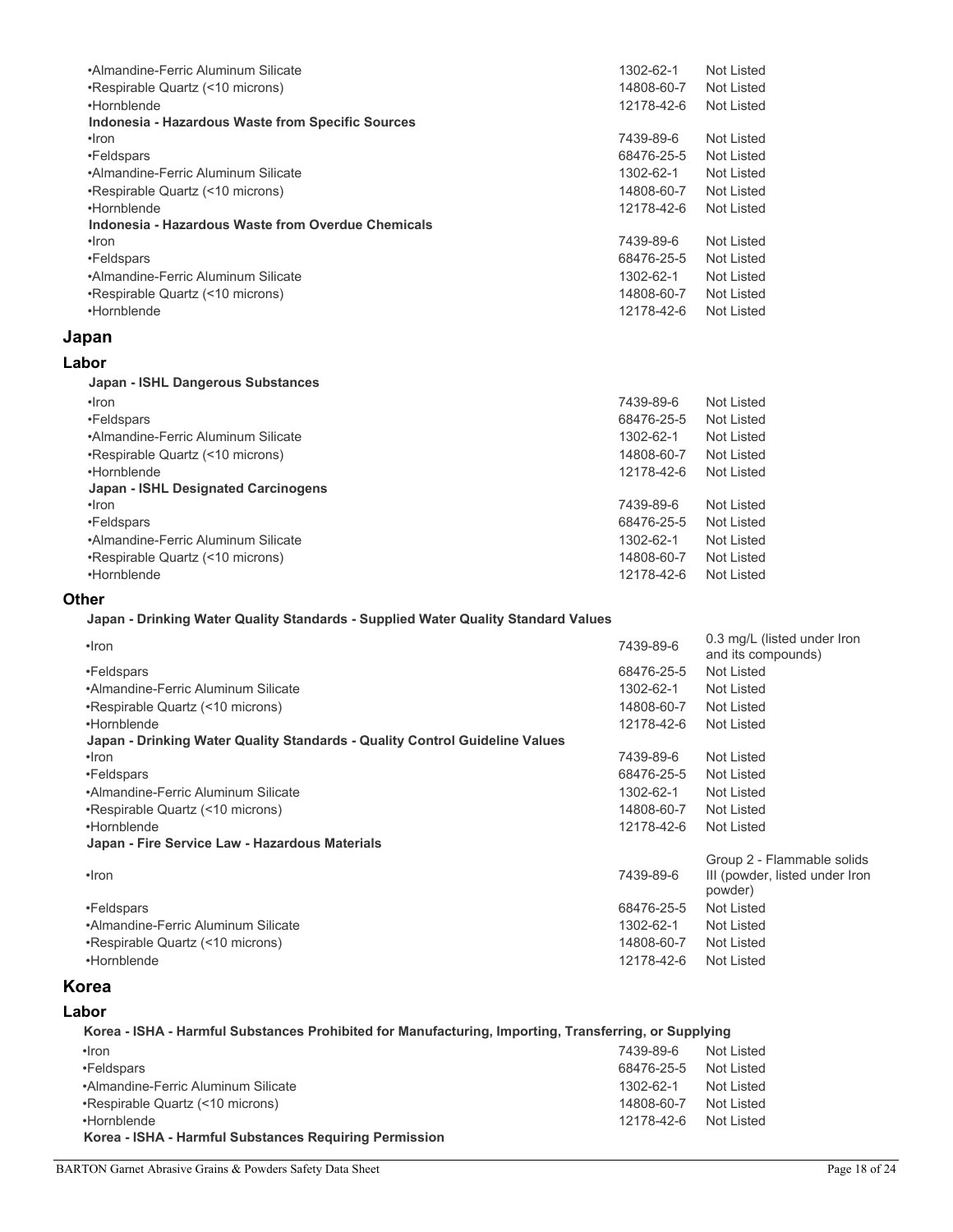| | | |
|---|---|---|
| •Almandine-Ferric Aluminum Silicate | 1302-62-1 | Not Listed |
| •Respirable Quartz (<10 microns) | 14808-60-7 | Not Listed |
| •Hornblende | 12178-42-6 | Not Listed |
| **Indonesia - Hazardous Waste from Specific Sources** | | |
| •Iron | 7439-89-6 | Not Listed |
| •Feldspars | 68476-25-5 | Not Listed |
| •Almandine-Ferric Aluminum Silicate | 1302-62-1 | Not Listed |
| •Respirable Quartz (<10 microns) | 14808-60-7 | Not Listed |
| •Hornblende | 12178-42-6 | Not Listed |
| **Indonesia - Hazardous Waste from Overdue Chemicals** | | |
| •Iron | 7439-89-6 | Not Listed |
| •Feldspars | 68476-25-5 | Not Listed |
| •Almandine-Ferric Aluminum Silicate | 1302-62-1 | Not Listed |
| •Respirable Quartz (<10 microns) | 14808-60-7 | Not Listed |
| •Hornblende | 12178-42-6 | Not Listed |

## Japan

### Labor

| | | |
|---|---|---|
| **Japan - ISHL Dangerous Substances** | | |
| •Iron | 7439-89-6 | Not Listed |
| •Feldspars | 68476-25-5 | Not Listed |
| •Almandine-Ferric Aluminum Silicate | 1302-62-1 | Not Listed |
| •Respirable Quartz (<10 microns) | 14808-60-7 | Not Listed |
| •Hornblende | 12178-42-6 | Not Listed |
| **Japan - ISHL Designated Carcinogens** | | |
| •Iron | 7439-89-6 | Not Listed |
| •Feldspars | 68476-25-5 | Not Listed |
| •Almandine-Ferric Aluminum Silicate | 1302-62-1 | Not Listed |
| •Respirable Quartz (<10 microns) | 14808-60-7 | Not Listed |
| •Hornblende | 12178-42-6 | Not Listed |

### Other

| | | |
|---|---|---|
| **Japan - Drinking Water Quality Standards - Supplied Water Quality Standard Values** | | |
| •Iron | 7439-89-6 | 0.3 mg/L (listed under Iron and its compounds) |
| •Feldspars | 68476-25-5 | Not Listed |
| •Almandine-Ferric Aluminum Silicate | 1302-62-1 | Not Listed |
| •Respirable Quartz (<10 microns) | 14808-60-7 | Not Listed |
| •Hornblende | 12178-42-6 | Not Listed |
| **Japan - Drinking Water Quality Standards - Quality Control Guideline Values** | | |
| •Iron | 7439-89-6 | Not Listed |
| •Feldspars | 68476-25-5 | Not Listed |
| •Almandine-Ferric Aluminum Silicate | 1302-62-1 | Not Listed |
| •Respirable Quartz (<10 microns) | 14808-60-7 | Not Listed |
| •Hornblende | 12178-42-6 | Not Listed |
| **Japan - Fire Service Law - Hazardous Materials** | | |
| •Iron | 7439-89-6 | Group 2 - Flammable solids III (powder, listed under Iron powder) |
| •Feldspars | 68476-25-5 | Not Listed |
| •Almandine-Ferric Aluminum Silicate | 1302-62-1 | Not Listed |
| •Respirable Quartz (<10 microns) | 14808-60-7 | Not Listed |
| •Hornblende | 12178-42-6 | Not Listed |

## Korea

### Labor

| | | |
|---|---|---|
| **Korea - ISHA - Harmful Substances Prohibited for Manufacturing, Importing, Transferring, or Supplying** | | |
| •Iron | 7439-89-6 | Not Listed |
| •Feldspars | 68476-25-5 | Not Listed |
| •Almandine-Ferric Aluminum Silicate | 1302-62-1 | Not Listed |
| •Respirable Quartz (<10 microns) | 14808-60-7 | Not Listed |
| •Hornblende | 12178-42-6 | Not Listed |
| **Korea - ISHA - Harmful Substances Requiring Permission** | | |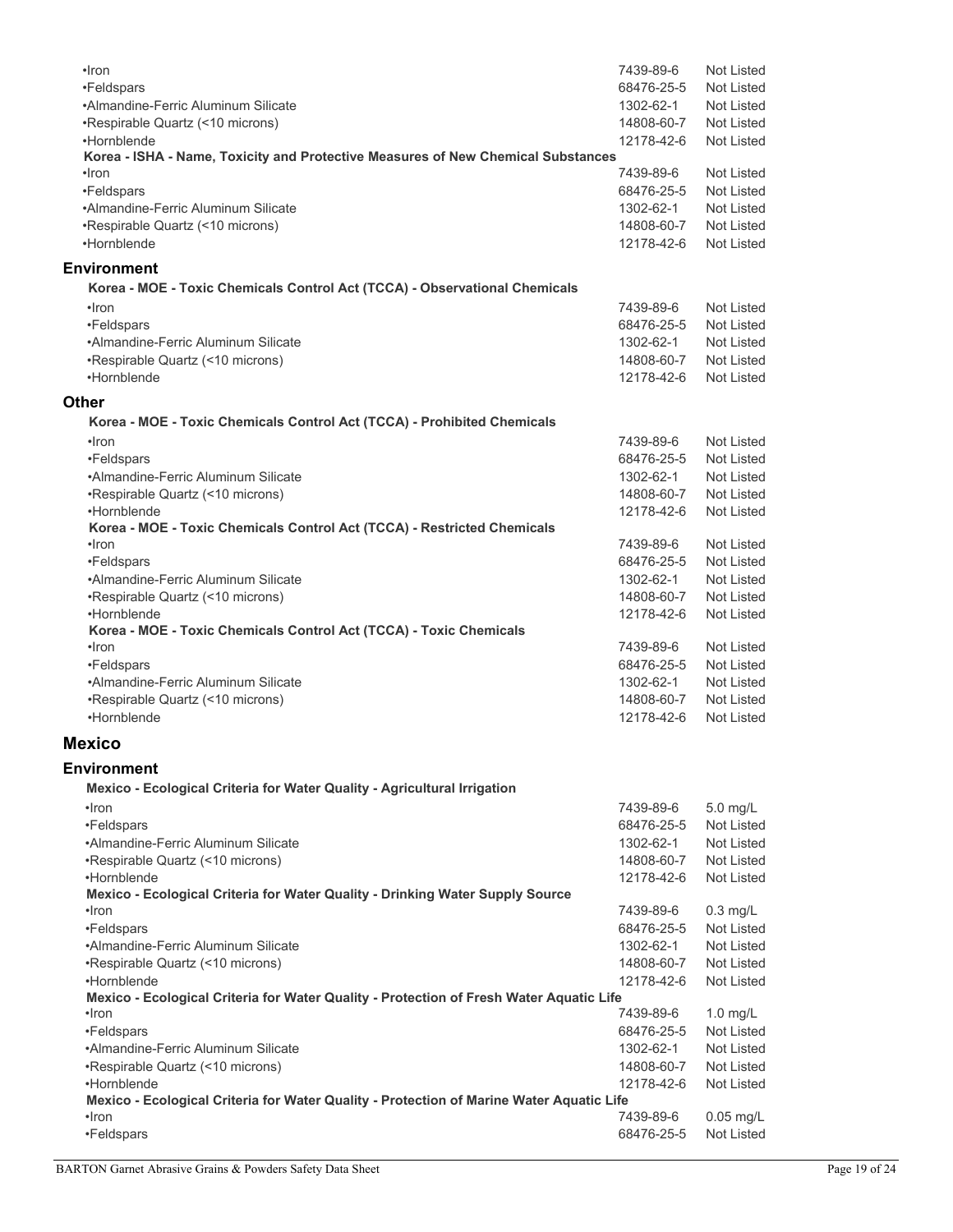| | | |
|---|---|---|
| •Iron | 7439-89-6 | Not Listed |
| •Feldspars | 68476-25-5 | Not Listed |
| •Almandine-Ferric Aluminum Silicate | 1302-62-1 | Not Listed |
| •Respirable Quartz (<10 microns) | 14808-60-7 | Not Listed |
| •Hornblende | 12178-42-6 | Not Listed |

**Korea - ISHA - Name, Toxicity and Protective Measures of New Chemical Substances**

| | | |
|---|---|---|
| •Iron | 7439-89-6 | Not Listed |
| •Feldspars | 68476-25-5 | Not Listed |
| •Almandine-Ferric Aluminum Silicate | 1302-62-1 | Not Listed |
| •Respirable Quartz (<10 microns) | 14808-60-7 | Not Listed |
| •Hornblende | 12178-42-6 | Not Listed |

### Environment

**Korea - MOE - Toxic Chemicals Control Act (TCCA) - Observational Chemicals**

| | | |
|---|---|---|
| •Iron | 7439-89-6 | Not Listed |
| •Feldspars | 68476-25-5 | Not Listed |
| •Almandine-Ferric Aluminum Silicate | 1302-62-1 | Not Listed |
| •Respirable Quartz (<10 microns) | 14808-60-7 | Not Listed |
| •Hornblende | 12178-42-6 | Not Listed |

### Other

**Korea - MOE - Toxic Chemicals Control Act (TCCA) - Prohibited Chemicals**

| | | |
|---|---|---|
| •Iron | 7439-89-6 | Not Listed |
| •Feldspars | 68476-25-5 | Not Listed |
| •Almandine-Ferric Aluminum Silicate | 1302-62-1 | Not Listed |
| •Respirable Quartz (<10 microns) | 14808-60-7 | Not Listed |
| •Hornblende | 12178-42-6 | Not Listed |

**Korea - MOE - Toxic Chemicals Control Act (TCCA) - Restricted Chemicals**

| | | |
|---|---|---|
| •Iron | 7439-89-6 | Not Listed |
| •Feldspars | 68476-25-5 | Not Listed |
| •Almandine-Ferric Aluminum Silicate | 1302-62-1 | Not Listed |
| •Respirable Quartz (<10 microns) | 14808-60-7 | Not Listed |
| •Hornblende | 12178-42-6 | Not Listed |

**Korea - MOE - Toxic Chemicals Control Act (TCCA) - Toxic Chemicals**

| | | |
|---|---|---|
| •Iron | 7439-89-6 | Not Listed |
| •Feldspars | 68476-25-5 | Not Listed |
| •Almandine-Ferric Aluminum Silicate | 1302-62-1 | Not Listed |
| •Respirable Quartz (<10 microns) | 14808-60-7 | Not Listed |
| •Hornblende | 12178-42-6 | Not Listed |

## Mexico

### Environment

**Mexico - Ecological Criteria for Water Quality - Agricultural Irrigation**

| | | |
|---|---|---|
| •Iron | 7439-89-6 | 5.0 mg/L |
| •Feldspars | 68476-25-5 | Not Listed |
| •Almandine-Ferric Aluminum Silicate | 1302-62-1 | Not Listed |
| •Respirable Quartz (<10 microns) | 14808-60-7 | Not Listed |
| •Hornblende | 12178-42-6 | Not Listed |

**Mexico - Ecological Criteria for Water Quality - Drinking Water Supply Source**

| | | |
|---|---|---|
| •Iron | 7439-89-6 | 0.3 mg/L |
| •Feldspars | 68476-25-5 | Not Listed |
| •Almandine-Ferric Aluminum Silicate | 1302-62-1 | Not Listed |
| •Respirable Quartz (<10 microns) | 14808-60-7 | Not Listed |
| •Hornblende | 12178-42-6 | Not Listed |

**Mexico - Ecological Criteria for Water Quality - Protection of Fresh Water Aquatic Life**

| | | |
|---|---|---|
| •Iron | 7439-89-6 | 1.0 mg/L |
| •Feldspars | 68476-25-5 | Not Listed |
| •Almandine-Ferric Aluminum Silicate | 1302-62-1 | Not Listed |
| •Respirable Quartz (<10 microns) | 14808-60-7 | Not Listed |
| •Hornblende | 12178-42-6 | Not Listed |

**Mexico - Ecological Criteria for Water Quality - Protection of Marine Water Aquatic Life**

| | | |
|---|---|---|
| •Iron | 7439-89-6 | 0.05 mg/L |
| •Feldspars | 68476-25-5 | Not Listed |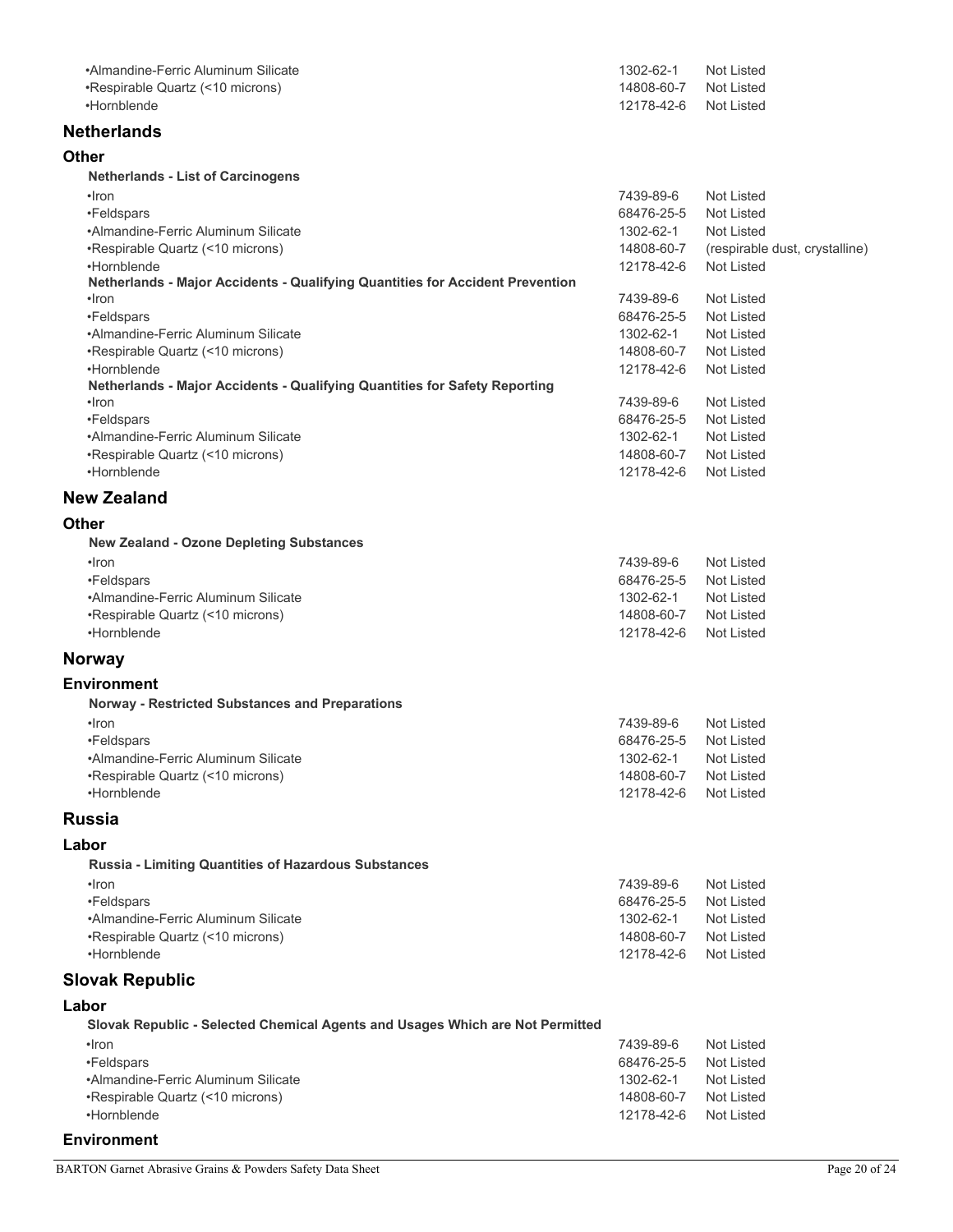| | | |
|---|---|---|
| •Almandine-Ferric Aluminum Silicate | 1302-62-1 | Not Listed |
| •Respirable Quartz (<10 microns) | 14808-60-7 | Not Listed |
| •Hornblende | 12178-42-6 | Not Listed |

## Netherlands

### Other

**Netherlands - List of Carcinogens**

| | | |
|---|---|---|
| •Iron | 7439-89-6 | Not Listed |
| •Feldspars | 68476-25-5 | Not Listed |
| •Almandine-Ferric Aluminum Silicate | 1302-62-1 | Not Listed |
| •Respirable Quartz (<10 microns) | 14808-60-7 | (respirable dust, crystalline) |
| •Hornblende | 12178-42-6 | Not Listed |

**Netherlands - Major Accidents - Qualifying Quantities for Accident Prevention**

| | | |
|---|---|---|
| •Iron | 7439-89-6 | Not Listed |
| •Feldspars | 68476-25-5 | Not Listed |
| •Almandine-Ferric Aluminum Silicate | 1302-62-1 | Not Listed |
| •Respirable Quartz (<10 microns) | 14808-60-7 | Not Listed |
| •Hornblende | 12178-42-6 | Not Listed |

**Netherlands - Major Accidents - Qualifying Quantities for Safety Reporting**

| | | |
|---|---|---|
| •Iron | 7439-89-6 | Not Listed |
| •Feldspars | 68476-25-5 | Not Listed |
| •Almandine-Ferric Aluminum Silicate | 1302-62-1 | Not Listed |
| •Respirable Quartz (<10 microns) | 14808-60-7 | Not Listed |
| •Hornblende | 12178-42-6 | Not Listed |

## New Zealand

### Other

**New Zealand - Ozone Depleting Substances**

| | | |
|---|---|---|
| •Iron | 7439-89-6 | Not Listed |
| •Feldspars | 68476-25-5 | Not Listed |
| •Almandine-Ferric Aluminum Silicate | 1302-62-1 | Not Listed |
| •Respirable Quartz (<10 microns) | 14808-60-7 | Not Listed |
| •Hornblende | 12178-42-6 | Not Listed |

## Norway

### Environment

**Norway - Restricted Substances and Preparations**

| | | |
|---|---|---|
| •Iron | 7439-89-6 | Not Listed |
| •Feldspars | 68476-25-5 | Not Listed |
| •Almandine-Ferric Aluminum Silicate | 1302-62-1 | Not Listed |
| •Respirable Quartz (<10 microns) | 14808-60-7 | Not Listed |
| •Hornblende | 12178-42-6 | Not Listed |

## Russia

### Labor

**Russia - Limiting Quantities of Hazardous Substances**

| | | |
|---|---|---|
| •Iron | 7439-89-6 | Not Listed |
| •Feldspars | 68476-25-5 | Not Listed |
| •Almandine-Ferric Aluminum Silicate | 1302-62-1 | Not Listed |
| •Respirable Quartz (<10 microns) | 14808-60-7 | Not Listed |
| •Hornblende | 12178-42-6 | Not Listed |

## Slovak Republic

### Labor

**Slovak Republic - Selected Chemical Agents and Usages Which are Not Permitted**

| | | |
|---|---|---|
| •Iron | 7439-89-6 | Not Listed |
| •Feldspars | 68476-25-5 | Not Listed |
| •Almandine-Ferric Aluminum Silicate | 1302-62-1 | Not Listed |
| •Respirable Quartz (<10 microns) | 14808-60-7 | Not Listed |
| •Hornblende | 12178-42-6 | Not Listed |

### Environment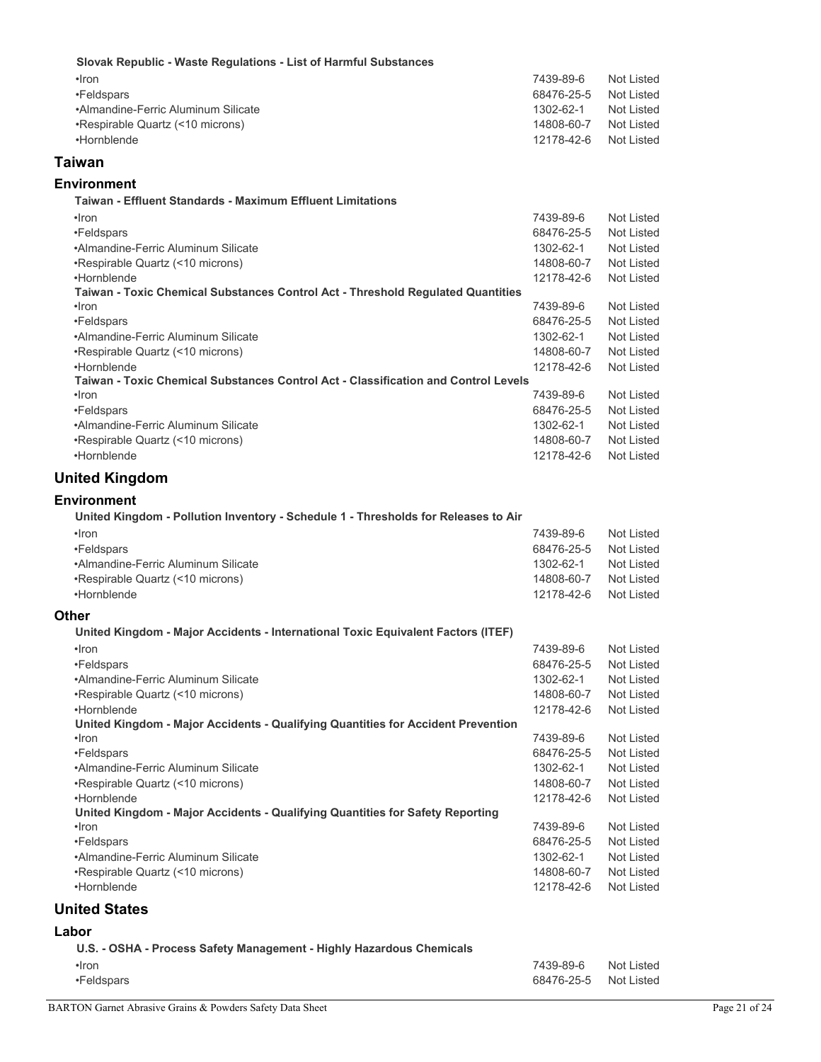**Slovak Republic - Waste Regulations - List of Harmful Substances**

| | | |
|---|---|---|
| •Iron | 7439-89-6 | Not Listed |
| •Feldspars | 68476-25-5 | Not Listed |
| •Almandine-Ferric Aluminum Silicate | 1302-62-1 | Not Listed |
| •Respirable Quartz (<10 microns) | 14808-60-7 | Not Listed |
| •Hornblende | 12178-42-6 | Not Listed |

## Taiwan

### Environment

**Taiwan - Effluent Standards - Maximum Effluent Limitations**

| | | |
|---|---|---|
| •Iron | 7439-89-6 | Not Listed |
| •Feldspars | 68476-25-5 | Not Listed |
| •Almandine-Ferric Aluminum Silicate | 1302-62-1 | Not Listed |
| •Respirable Quartz (<10 microns) | 14808-60-7 | Not Listed |
| •Hornblende | 12178-42-6 | Not Listed |

**Taiwan - Toxic Chemical Substances Control Act - Threshold Regulated Quantities**

| | | |
|---|---|---|
| •Iron | 7439-89-6 | Not Listed |
| •Feldspars | 68476-25-5 | Not Listed |
| •Almandine-Ferric Aluminum Silicate | 1302-62-1 | Not Listed |
| •Respirable Quartz (<10 microns) | 14808-60-7 | Not Listed |
| •Hornblende | 12178-42-6 | Not Listed |

**Taiwan - Toxic Chemical Substances Control Act - Classification and Control Levels**

| | | |
|---|---|---|
| •Iron | 7439-89-6 | Not Listed |
| •Feldspars | 68476-25-5 | Not Listed |
| •Almandine-Ferric Aluminum Silicate | 1302-62-1 | Not Listed |
| •Respirable Quartz (<10 microns) | 14808-60-7 | Not Listed |
| •Hornblende | 12178-42-6 | Not Listed |

## United Kingdom

### Environment

**United Kingdom - Pollution Inventory - Schedule 1 - Thresholds for Releases to Air**

| | | |
|---|---|---|
| •Iron | 7439-89-6 | Not Listed |
| •Feldspars | 68476-25-5 | Not Listed |
| •Almandine-Ferric Aluminum Silicate | 1302-62-1 | Not Listed |
| •Respirable Quartz (<10 microns) | 14808-60-7 | Not Listed |
| •Hornblende | 12178-42-6 | Not Listed |

### Other

**United Kingdom - Major Accidents - International Toxic Equivalent Factors (ITEF)**

| | | |
|---|---|---|
| •Iron | 7439-89-6 | Not Listed |
| •Feldspars | 68476-25-5 | Not Listed |
| •Almandine-Ferric Aluminum Silicate | 1302-62-1 | Not Listed |
| •Respirable Quartz (<10 microns) | 14808-60-7 | Not Listed |
| •Hornblende | 12178-42-6 | Not Listed |

**United Kingdom - Major Accidents - Qualifying Quantities for Accident Prevention**

| | | |
|---|---|---|
| •Iron | 7439-89-6 | Not Listed |
| •Feldspars | 68476-25-5 | Not Listed |
| •Almandine-Ferric Aluminum Silicate | 1302-62-1 | Not Listed |
| •Respirable Quartz (<10 microns) | 14808-60-7 | Not Listed |
| •Hornblende | 12178-42-6 | Not Listed |

**United Kingdom - Major Accidents - Qualifying Quantities for Safety Reporting**

| | | |
|---|---|---|
| •Iron | 7439-89-6 | Not Listed |
| •Feldspars | 68476-25-5 | Not Listed |
| •Almandine-Ferric Aluminum Silicate | 1302-62-1 | Not Listed |
| •Respirable Quartz (<10 microns) | 14808-60-7 | Not Listed |
| •Hornblende | 12178-42-6 | Not Listed |

## United States

### Labor

**U.S. - OSHA - Process Safety Management - Highly Hazardous Chemicals**

| | | |
|---|---|---|
| •Iron | 7439-89-6 | Not Listed |
| •Feldspars | 68476-25-5 | Not Listed |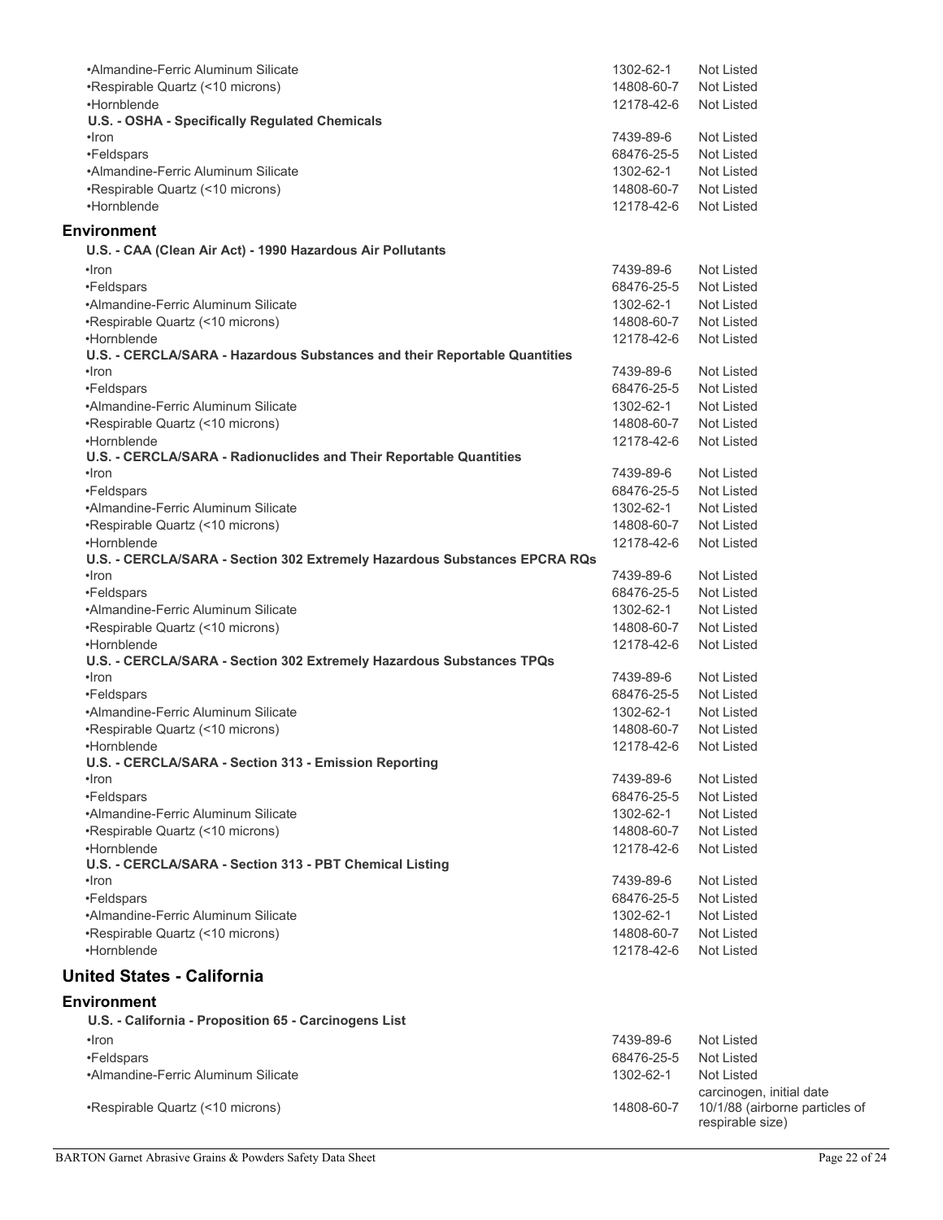| | | |
|---|---|---|
| •Almandine-Ferric Aluminum Silicate | 1302-62-1 | Not Listed |
| •Respirable Quartz (<10 microns) | 14808-60-7 | Not Listed |
| •Hornblende | 12178-42-6 | Not Listed |

**U.S. - OSHA - Specifically Regulated Chemicals**

| | | |
|---|---|---|
| •Iron | 7439-89-6 | Not Listed |
| •Feldspars | 68476-25-5 | Not Listed |
| •Almandine-Ferric Aluminum Silicate | 1302-62-1 | Not Listed |
| •Respirable Quartz (<10 microns) | 14808-60-7 | Not Listed |
| •Hornblende | 12178-42-6 | Not Listed |

## Environment

**U.S. - CAA (Clean Air Act) - 1990 Hazardous Air Pollutants**

| | | |
|---|---|---|
| •Iron | 7439-89-6 | Not Listed |
| •Feldspars | 68476-25-5 | Not Listed |
| •Almandine-Ferric Aluminum Silicate | 1302-62-1 | Not Listed |
| •Respirable Quartz (<10 microns) | 14808-60-7 | Not Listed |
| •Hornblende | 12178-42-6 | Not Listed |

**U.S. - CERCLA/SARA - Hazardous Substances and their Reportable Quantities**

| | | |
|---|---|---|
| •Iron | 7439-89-6 | Not Listed |
| •Feldspars | 68476-25-5 | Not Listed |
| •Almandine-Ferric Aluminum Silicate | 1302-62-1 | Not Listed |
| •Respirable Quartz (<10 microns) | 14808-60-7 | Not Listed |
| •Hornblende | 12178-42-6 | Not Listed |

**U.S. - CERCLA/SARA - Radionuclides and Their Reportable Quantities**

| | | |
|---|---|---|
| •Iron | 7439-89-6 | Not Listed |
| •Feldspars | 68476-25-5 | Not Listed |
| •Almandine-Ferric Aluminum Silicate | 1302-62-1 | Not Listed |
| •Respirable Quartz (<10 microns) | 14808-60-7 | Not Listed |
| •Hornblende | 12178-42-6 | Not Listed |

**U.S. - CERCLA/SARA - Section 302 Extremely Hazardous Substances EPCRA RQs**

| | | |
|---|---|---|
| •Iron | 7439-89-6 | Not Listed |
| •Feldspars | 68476-25-5 | Not Listed |
| •Almandine-Ferric Aluminum Silicate | 1302-62-1 | Not Listed |
| •Respirable Quartz (<10 microns) | 14808-60-7 | Not Listed |
| •Hornblende | 12178-42-6 | Not Listed |

**U.S. - CERCLA/SARA - Section 302 Extremely Hazardous Substances TPQs**

| | | |
|---|---|---|
| •Iron | 7439-89-6 | Not Listed |
| •Feldspars | 68476-25-5 | Not Listed |
| •Almandine-Ferric Aluminum Silicate | 1302-62-1 | Not Listed |
| •Respirable Quartz (<10 microns) | 14808-60-7 | Not Listed |
| •Hornblende | 12178-42-6 | Not Listed |

**U.S. - CERCLA/SARA - Section 313 - Emission Reporting**

| | | |
|---|---|---|
| •Iron | 7439-89-6 | Not Listed |
| •Feldspars | 68476-25-5 | Not Listed |
| •Almandine-Ferric Aluminum Silicate | 1302-62-1 | Not Listed |
| •Respirable Quartz (<10 microns) | 14808-60-7 | Not Listed |
| •Hornblende | 12178-42-6 | Not Listed |

**U.S. - CERCLA/SARA - Section 313 - PBT Chemical Listing**

| | | |
|---|---|---|
| •Iron | 7439-89-6 | Not Listed |
| •Feldspars | 68476-25-5 | Not Listed |
| •Almandine-Ferric Aluminum Silicate | 1302-62-1 | Not Listed |
| •Respirable Quartz (<10 microns) | 14808-60-7 | Not Listed |
| •Hornblende | 12178-42-6 | Not Listed |

# United States - California

## Environment

**U.S. - California - Proposition 65 - Carcinogens List**

| | | |
|---|---|---|
| •Iron | 7439-89-6 | Not Listed |
| •Feldspars | 68476-25-5 | Not Listed |
| •Almandine-Ferric Aluminum Silicate | 1302-62-1 | Not Listed |
| •Respirable Quartz (<10 microns) | 14808-60-7 | carcinogen, initial date 10/1/88 (airborne particles of respirable size) |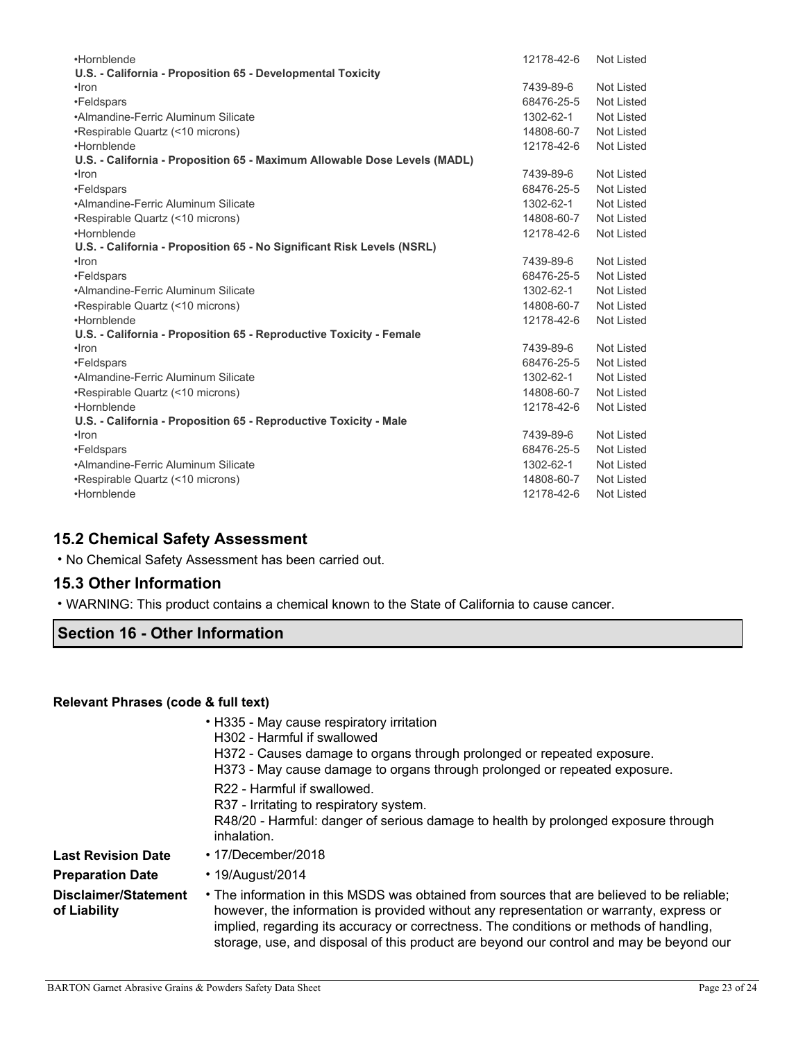| | | |
|---|---|---|
| •Hornblende | 12178-42-6 | Not Listed |
| **U.S. - California - Proposition 65 - Developmental Toxicity** | | |
| •Iron | 7439-89-6 | Not Listed |
| •Feldspars | 68476-25-5 | Not Listed |
| •Almandine-Ferric Aluminum Silicate | 1302-62-1 | Not Listed |
| •Respirable Quartz (<10 microns) | 14808-60-7 | Not Listed |
| •Hornblende | 12178-42-6 | Not Listed |
| **U.S. - California - Proposition 65 - Maximum Allowable Dose Levels (MADL)** | | |
| •Iron | 7439-89-6 | Not Listed |
| •Feldspars | 68476-25-5 | Not Listed |
| •Almandine-Ferric Aluminum Silicate | 1302-62-1 | Not Listed |
| •Respirable Quartz (<10 microns) | 14808-60-7 | Not Listed |
| •Hornblende | 12178-42-6 | Not Listed |
| **U.S. - California - Proposition 65 - No Significant Risk Levels (NSRL)** | | |
| •Iron | 7439-89-6 | Not Listed |
| •Feldspars | 68476-25-5 | Not Listed |
| •Almandine-Ferric Aluminum Silicate | 1302-62-1 | Not Listed |
| •Respirable Quartz (<10 microns) | 14808-60-7 | Not Listed |
| •Hornblende | 12178-42-6 | Not Listed |
| **U.S. - California - Proposition 65 - Reproductive Toxicity - Female** | | |
| •Iron | 7439-89-6 | Not Listed |
| •Feldspars | 68476-25-5 | Not Listed |
| •Almandine-Ferric Aluminum Silicate | 1302-62-1 | Not Listed |
| •Respirable Quartz (<10 microns) | 14808-60-7 | Not Listed |
| •Hornblende | 12178-42-6 | Not Listed |
| **U.S. - California - Proposition 65 - Reproductive Toxicity - Male** | | |
| •Iron | 7439-89-6 | Not Listed |
| •Feldspars | 68476-25-5 | Not Listed |
| •Almandine-Ferric Aluminum Silicate | 1302-62-1 | Not Listed |
| •Respirable Quartz (<10 microns) | 14808-60-7 | Not Listed |
| •Hornblende | 12178-42-6 | Not Listed |

### 15.2 Chemical Safety Assessment

• No Chemical Safety Assessment has been carried out.

### 15.3 Other Information

• WARNING: This product contains a chemical known to the State of California to cause cancer.

## Section 16 - Other Information

**Relevant Phrases (code & full text)**

• H335 - May cause respiratory irritation
H302 - Harmful if swallowed
H372 - Causes damage to organs through prolonged or repeated exposure.
H373 - May cause damage to organs through prolonged or repeated exposure.

R22 - Harmful if swallowed.
R37 - Irritating to respiratory system.
R48/20 - Harmful: danger of serious damage to health by prolonged exposure through inhalation.

**Last Revision Date** • 17/December/2018

**Preparation Date** • 19/August/2014

**Disclaimer/Statement of Liability** • The information in this MSDS was obtained from sources that are believed to be reliable; however, the information is provided without any representation or warranty, express or implied, regarding its accuracy or correctness. The conditions or methods of handling, storage, use, and disposal of this product are beyond our control and may be beyond our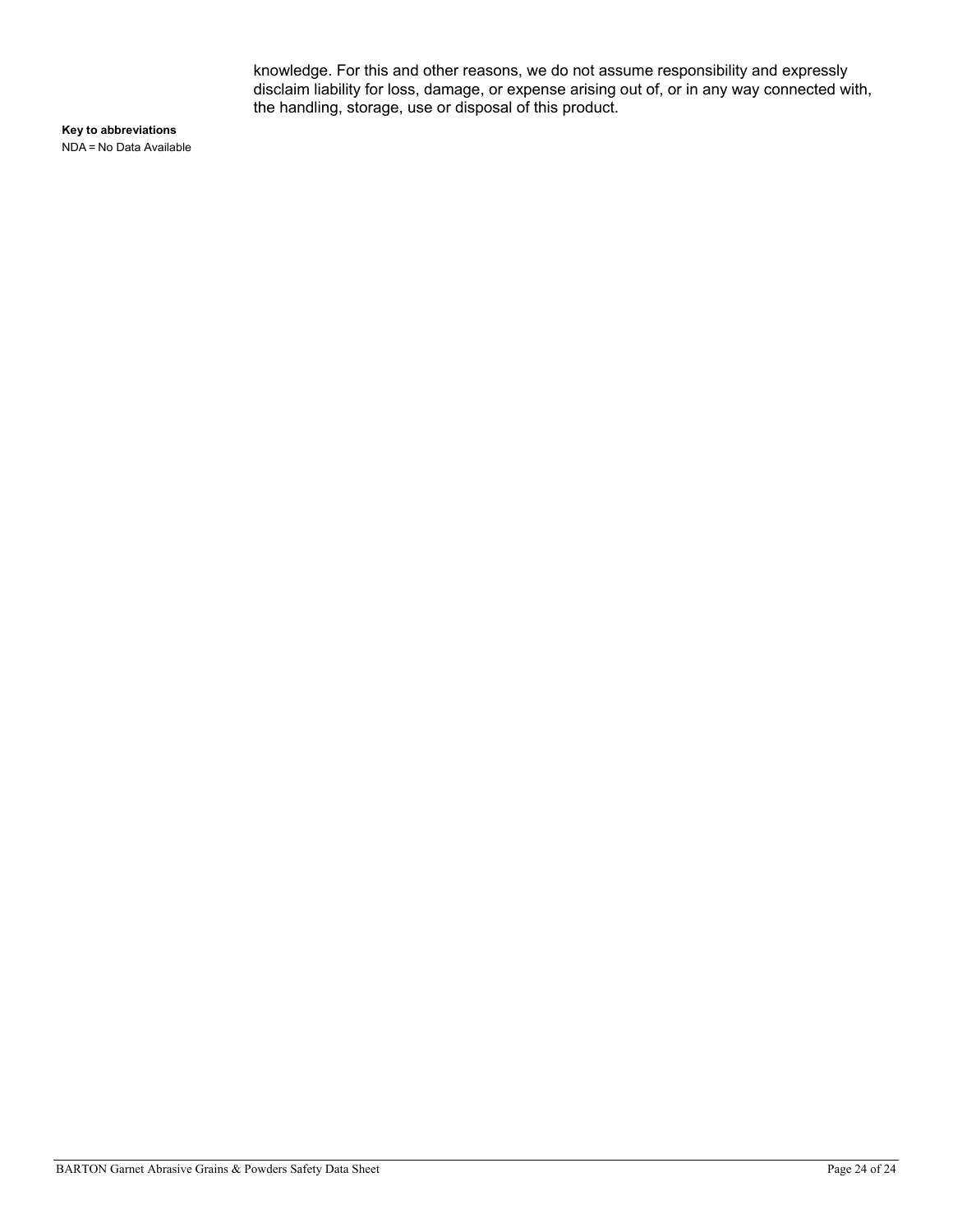knowledge. For this and other reasons, we do not assume responsibility and expressly disclaim liability for loss, damage, or expense arising out of, or in any way connected with, the handling, storage, use or disposal of this product.

**Key to abbreviations**

NDA = No Data Available